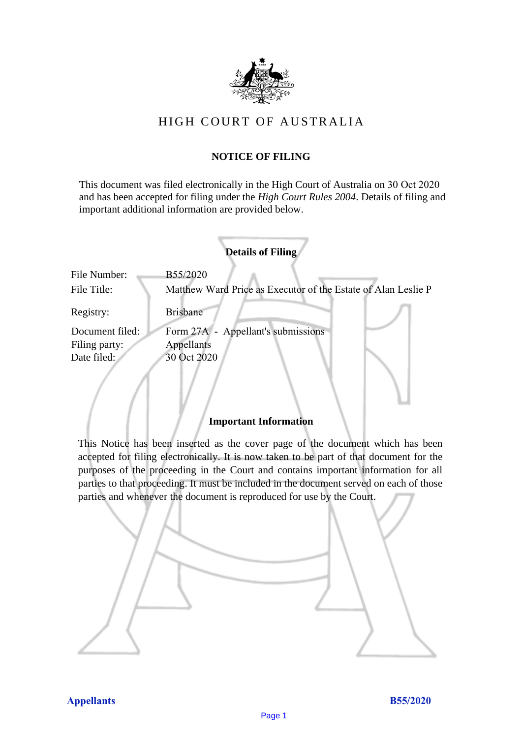# HIGH COURT OF AUSTRALIA

## NOTICE OF FILING

This document was filed electronically in the High Court of Australia on 30 Oct 2020 and has been accepted for filing under the *High Court Rules 2004*. Details of filing and important additional information are provided below.

### Details of Filing

| | |
|---|---|
| File Number: | B55/2020 |
| File Title: | Matthew Ward Price as Executor of the Estate of Alan Leslie P |
| Registry: | Brisbane |
| Document filed: | Form 27A - Appellant's submissions |
| Filing party: | Appellants |
| Date filed: | 30 Oct 2020 |

### Important Information

This Notice has been inserted as the cover page of the document which has been accepted for filing electronically. It is now taken to be part of that document for the purposes of the proceeding in the Court and contains important information for all parties to that proceeding. It must be included in the document served on each of those parties and whenever the document is reproduced for use by the Court.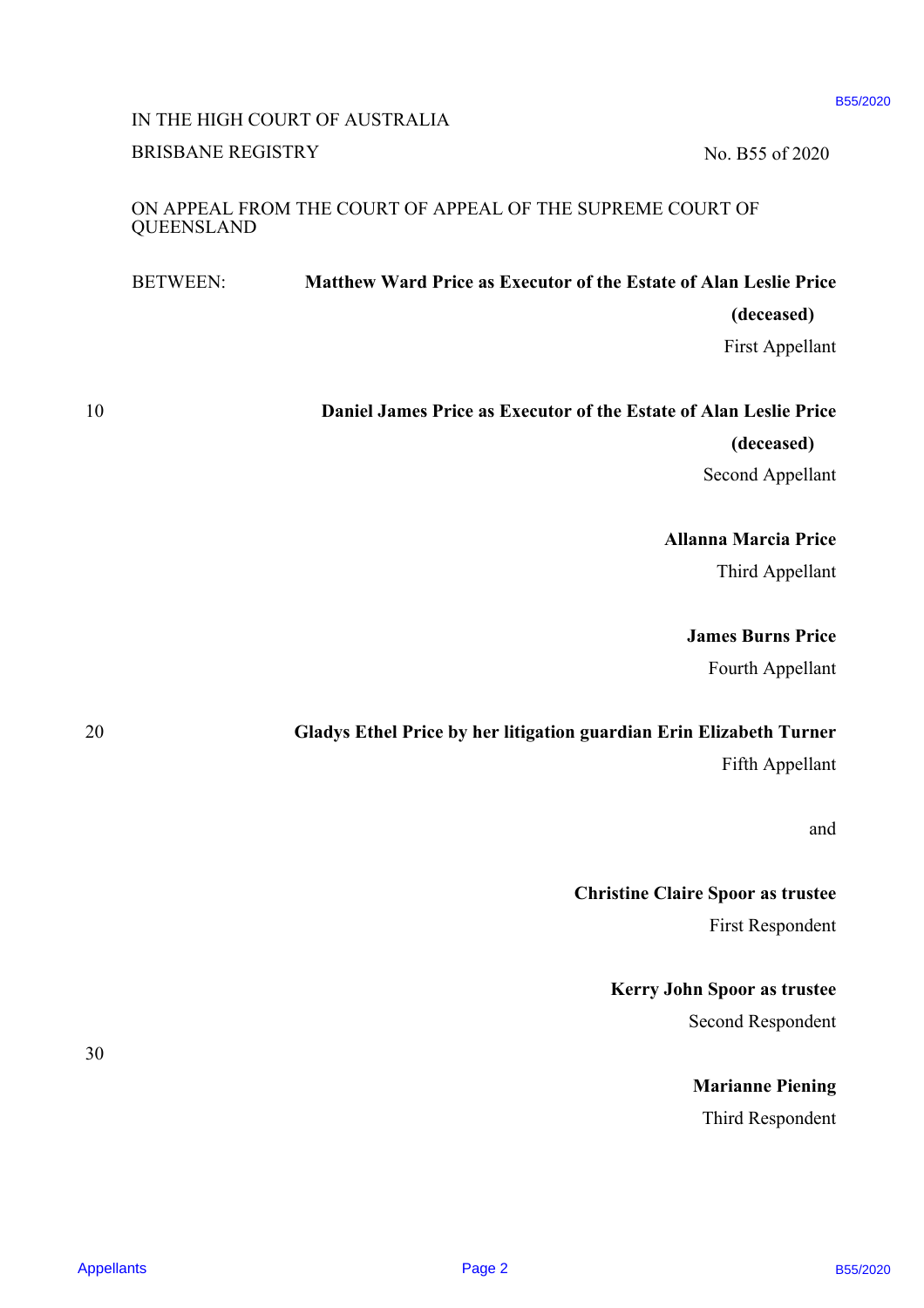IN THE HIGH COURT OF AUSTRALIA

BRISBANE REGISTRY

No. B55 of 2020

ON APPEAL FROM THE COURT OF APPEAL OF THE SUPREME COURT OF QUEENSLAND

BETWEEN: **Matthew Ward Price as Executor of the Estate of Alan Leslie Price (deceased)**

First Appellant

**Daniel James Price as Executor of the Estate of Alan Leslie Price (deceased)**

Second Appellant

**Allanna Marcia Price**

Third Appellant

**James Burns Price**

Fourth Appellant

**Gladys Ethel Price by her litigation guardian Erin Elizabeth Turner**

Fifth Appellant

and

**Christine Claire Spoor as trustee**

First Respondent

**Kerry John Spoor as trustee**

Second Respondent

**Marianne Piening**

Third Respondent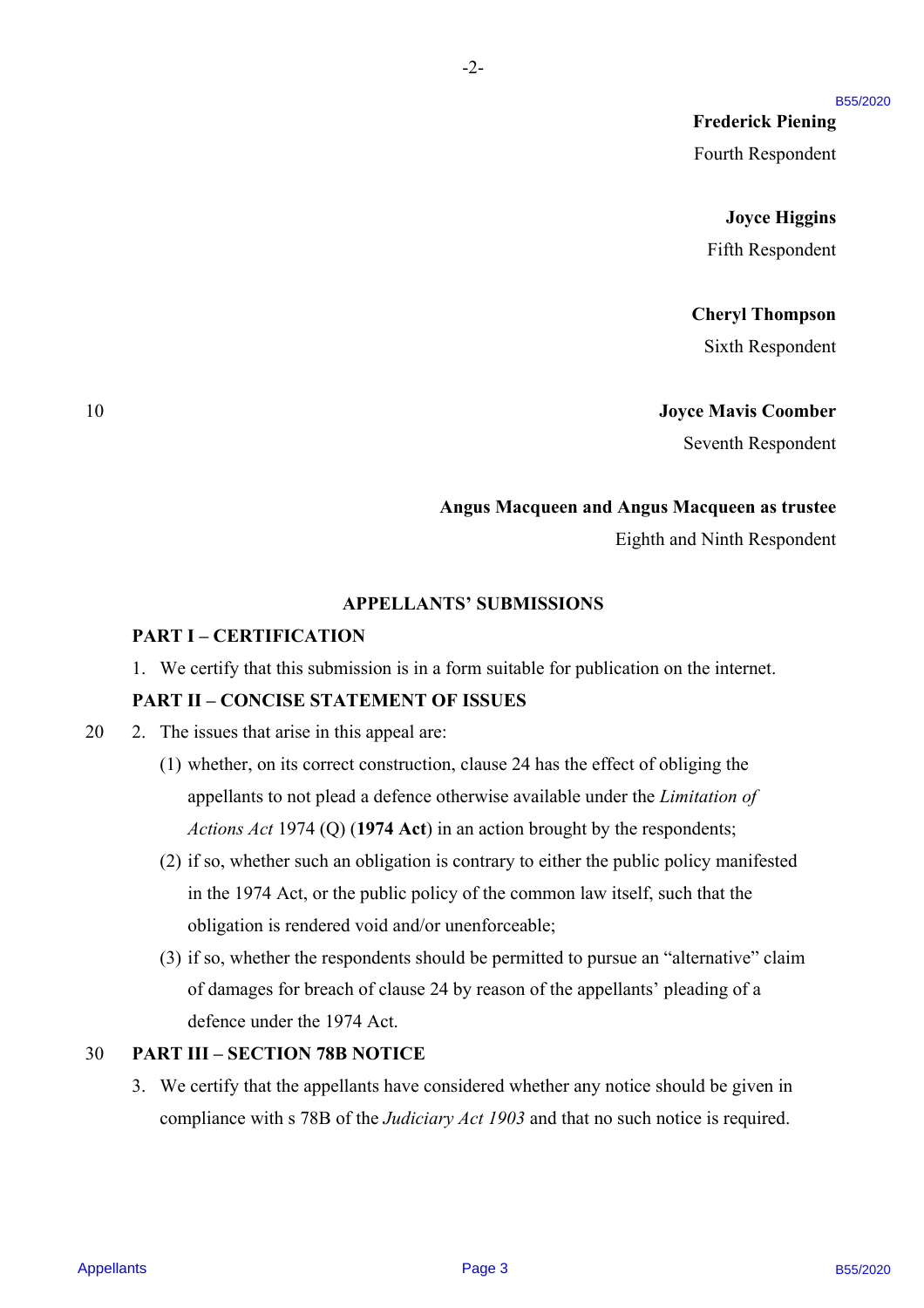**Frederick Piening**

Fourth Respondent

**Joyce Higgins**

Fifth Respondent

**Cheryl Thompson**

Sixth Respondent

**Joyce Mavis Coomber**

Seventh Respondent

**Angus Macqueen and Angus Macqueen as trustee**

Eighth and Ninth Respondent

## APPELLANTS' SUBMISSIONS

### PART I – CERTIFICATION

1. We certify that this submission is in a form suitable for publication on the internet.

### PART II – CONCISE STATEMENT OF ISSUES

2. The issues that arise in this appeal are:
   (1) whether, on its correct construction, clause 24 has the effect of obliging the appellants to not plead a defence otherwise available under the *Limitation of Actions Act* 1974 (Q) (**1974 Act**) in an action brought by the respondents;
   (2) if so, whether such an obligation is contrary to either the public policy manifested in the 1974 Act, or the public policy of the common law itself, such that the obligation is rendered void and/or unenforceable;
   (3) if so, whether the respondents should be permitted to pursue an "alternative" claim of damages for breach of clause 24 by reason of the appellants' pleading of a defence under the 1974 Act.

### PART III – SECTION 78B NOTICE

3. We certify that the appellants have considered whether any notice should be given in compliance with s 78B of the *Judiciary Act 1903* and that no such notice is required.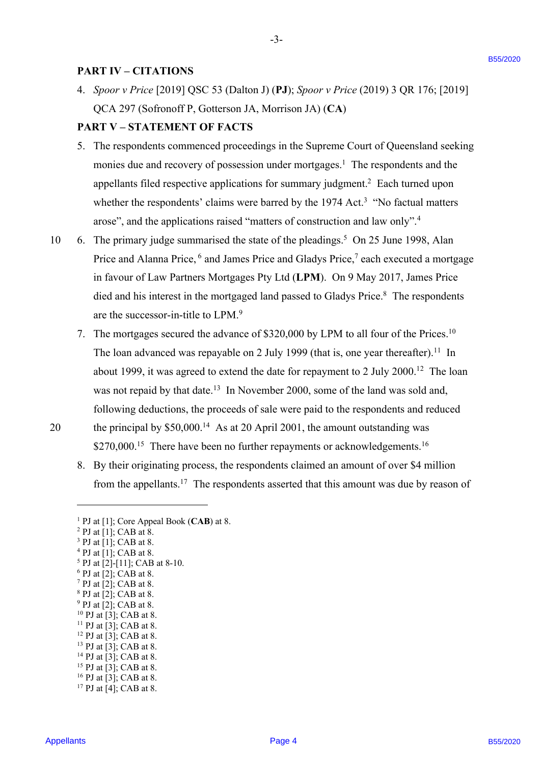## PART IV – CITATIONS

4. *Spoor v Price* [2019] QSC 53 (Dalton J) (**PJ**); *Spoor v Price* (2019) 3 QR 176; [2019] QCA 297 (Sofronoff P, Gotterson JA, Morrison JA) (**CA**)

## PART V – STATEMENT OF FACTS

5. The respondents commenced proceedings in the Supreme Court of Queensland seeking monies due and recovery of possession under mortgages.[1] The respondents and the appellants filed respective applications for summary judgment.[2] Each turned upon whether the respondents' claims were barred by the 1974 Act.[3] "No factual matters arose", and the applications raised "matters of construction and law only".[4]

6. The primary judge summarised the state of the pleadings.[5] On 25 June 1998, Alan Price and Alanna Price,[6] and James Price and Gladys Price,[7] each executed a mortgage in favour of Law Partners Mortgages Pty Ltd (**LPM**). On 9 May 2017, James Price died and his interest in the mortgaged land passed to Gladys Price.[8] The respondents are the successor-in-title to LPM.[9]

7. The mortgages secured the advance of $320,000 by LPM to all four of the Prices.[10] The loan advanced was repayable on 2 July 1999 (that is, one year thereafter).[11] In about 1999, it was agreed to extend the date for repayment to 2 July 2000.[12] The loan was not repaid by that date.[13] In November 2000, some of the land was sold and, following deductions, the proceeds of sale were paid to the respondents and reduced the principal by $50,000.[14] As at 20 April 2001, the amount outstanding was $270,000.[15] There have been no further repayments or acknowledgements.[16]

8. By their originating process, the respondents claimed an amount of over $4 million from the appellants.[17] The respondents asserted that this amount was due by reason of

---

[1] PJ at [1]; Core Appeal Book (**CAB**) at 8.
[2] PJ at [1]; CAB at 8.
[3] PJ at [1]; CAB at 8.
[4] PJ at [1]; CAB at 8.
[5] PJ at [2]-[11]; CAB at 8-10.
[6] PJ at [2]; CAB at 8.
[7] PJ at [2]; CAB at 8.
[8] PJ at [2]; CAB at 8.
[9] PJ at [2]; CAB at 8.
[10] PJ at [3]; CAB at 8.
[11] PJ at [3]; CAB at 8.
[12] PJ at [3]; CAB at 8.
[13] PJ at [3]; CAB at 8.
[14] PJ at [3]; CAB at 8.
[15] PJ at [3]; CAB at 8.
[16] PJ at [3]; CAB at 8.
[17] PJ at [4]; CAB at 8.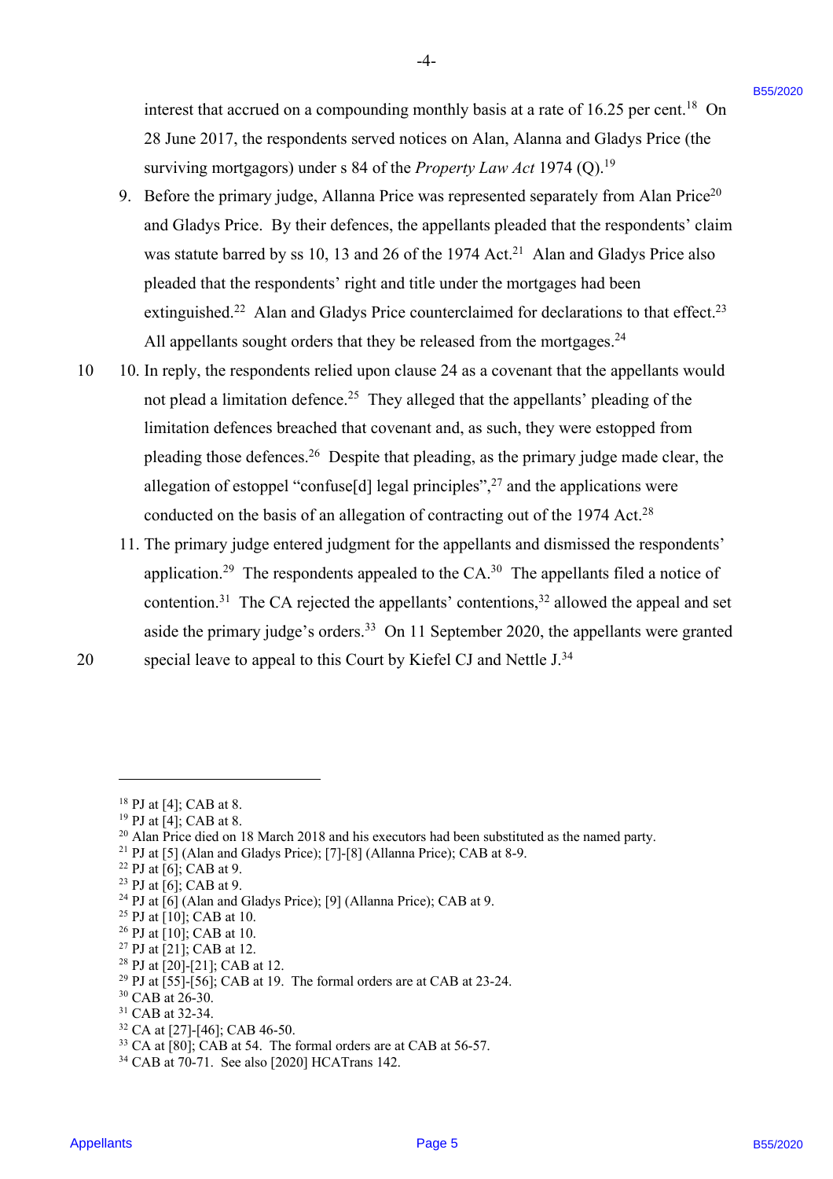interest that accrued on a compounding monthly basis at a rate of 16.25 per cent.[18] On 28 June 2017, the respondents served notices on Alan, Alanna and Gladys Price (the surviving mortgagors) under s 84 of the *Property Law Act* 1974 (Q).[19]

9. Before the primary judge, Allanna Price was represented separately from Alan Price[20] and Gladys Price. By their defences, the appellants pleaded that the respondents' claim was statute barred by ss 10, 13 and 26 of the 1974 Act.[21] Alan and Gladys Price also pleaded that the respondents' right and title under the mortgages had been extinguished.[22] Alan and Gladys Price counterclaimed for declarations to that effect.[23] All appellants sought orders that they be released from the mortgages.[24]

10. In reply, the respondents relied upon clause 24 as a covenant that the appellants would not plead a limitation defence.[25] They alleged that the appellants' pleading of the limitation defences breached that covenant and, as such, they were estopped from pleading those defences.[26] Despite that pleading, as the primary judge made clear, the allegation of estoppel "confuse[d] legal principles",[27] and the applications were conducted on the basis of an allegation of contracting out of the 1974 Act.[28]

11. The primary judge entered judgment for the appellants and dismissed the respondents' application.[29] The respondents appealed to the CA.[30] The appellants filed a notice of contention.[31] The CA rejected the appellants' contentions,[32] allowed the appeal and set aside the primary judge's orders.[33] On 11 September 2020, the appellants were granted special leave to appeal to this Court by Kiefel CJ and Nettle J.[34]

---

[18] PJ at [4]; CAB at 8.
[19] PJ at [4]; CAB at 8.
[20] Alan Price died on 18 March 2018 and his executors had been substituted as the named party.
[21] PJ at [5] (Alan and Gladys Price); [7]-[8] (Allanna Price); CAB at 8-9.
[22] PJ at [6]; CAB at 9.
[23] PJ at [6]; CAB at 9.
[24] PJ at [6] (Alan and Gladys Price); [9] (Allanna Price); CAB at 9.
[25] PJ at [10]; CAB at 10.
[26] PJ at [10]; CAB at 10.
[27] PJ at [21]; CAB at 12.
[28] PJ at [20]-[21]; CAB at 12.
[29] PJ at [55]-[56]; CAB at 19. The formal orders are at CAB at 23-24.
[30] CAB at 26-30.
[31] CAB at 32-34.
[32] CA at [27]-[46]; CAB 46-50.
[33] CA at [80]; CAB at 54. The formal orders are at CAB at 56-57.
[34] CAB at 70-71. See also [2020] HCATrans 142.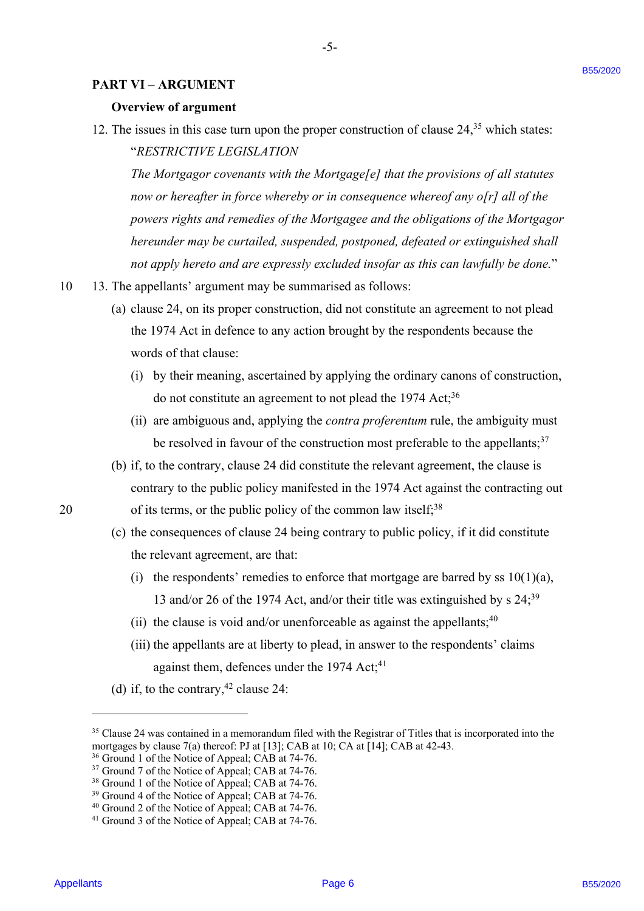## PART VI – ARGUMENT

### Overview of argument

12. The issues in this case turn upon the proper construction of clause 24,[35] which states:

    "*RESTRICTIVE LEGISLATION*

    *The Mortgagor covenants with the Mortgage[e] that the provisions of all statutes now or hereafter in force whereby or in consequence whereof any o[r] all of the powers rights and remedies of the Mortgagee and the obligations of the Mortgagor hereunder may be curtailed, suspended, postponed, defeated or extinguished shall not apply hereto and are expressly excluded insofar as this can lawfully be done.*"

13. The appellants' argument may be summarised as follows:

    (a) clause 24, on its proper construction, did not constitute an agreement to not plead the 1974 Act in defence to any action brought by the respondents because the words of that clause:

      (i) by their meaning, ascertained by applying the ordinary canons of construction, do not constitute an agreement to not plead the 1974 Act;[36]

      (ii) are ambiguous and, applying the *contra proferentum* rule, the ambiguity must be resolved in favour of the construction most preferable to the appellants;[37]

    (b) if, to the contrary, clause 24 did constitute the relevant agreement, the clause is contrary to the public policy manifested in the 1974 Act against the contracting out of its terms, or the public policy of the common law itself;[38]

    (c) the consequences of clause 24 being contrary to public policy, if it did constitute the relevant agreement, are that:

      (i) the respondents' remedies to enforce that mortgage are barred by ss 10(1)(a), 13 and/or 26 of the 1974 Act, and/or their title was extinguished by s 24;[39]

      (ii) the clause is void and/or unenforceable as against the appellants;[40]

      (iii) the appellants are at liberty to plead, in answer to the respondents' claims against them, defences under the 1974 Act;[41]

    (d) if, to the contrary,[42] clause 24:

---

[35] Clause 24 was contained in a memorandum filed with the Registrar of Titles that is incorporated into the mortgages by clause 7(a) thereof: PJ at [13]; CAB at 10; CA at [14]; CAB at 42-43.

[36] Ground 1 of the Notice of Appeal; CAB at 74-76.

[37] Ground 7 of the Notice of Appeal; CAB at 74-76.

[38] Ground 1 of the Notice of Appeal; CAB at 74-76.

[39] Ground 4 of the Notice of Appeal; CAB at 74-76.

[40] Ground 2 of the Notice of Appeal; CAB at 74-76.

[41] Ground 3 of the Notice of Appeal; CAB at 74-76.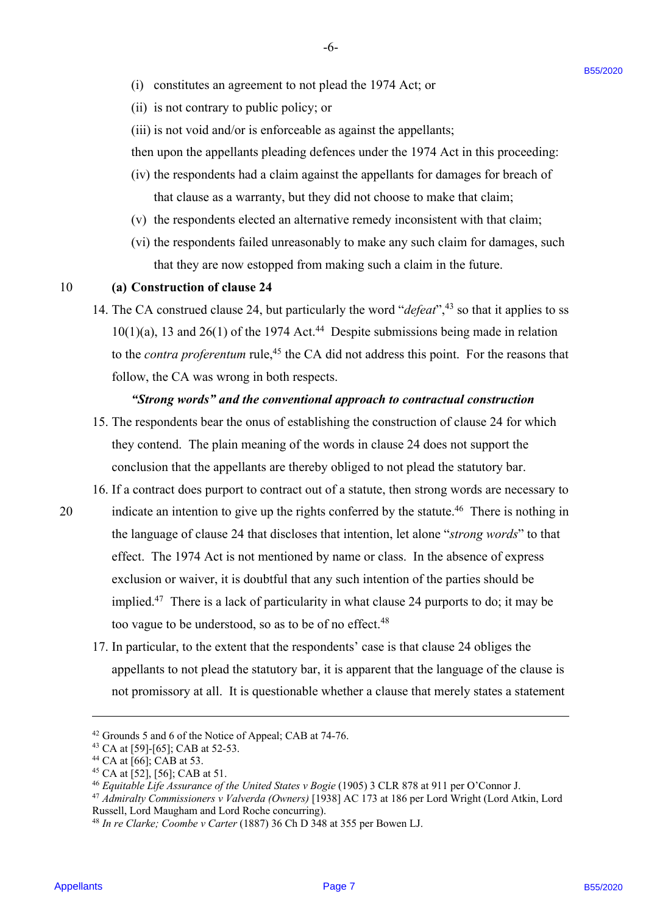(i) constitutes an agreement to not plead the 1974 Act; or

(ii) is not contrary to public policy; or

(iii) is not void and/or is enforceable as against the appellants;

then upon the appellants pleading defences under the 1974 Act in this proceeding:

(iv) the respondents had a claim against the appellants for damages for breach of that clause as a warranty, but they did not choose to make that claim;

(v) the respondents elected an alternative remedy inconsistent with that claim;

(vi) the respondents failed unreasonably to make any such claim for damages, such that they are now estopped from making such a claim in the future.

**(a) Construction of clause 24**

14. The CA construed clause 24, but particularly the word "*defeat*",[43] so that it applies to ss 10(1)(a), 13 and 26(1) of the 1974 Act.[44] Despite submissions being made in relation to the *contra proferentum* rule,[45] the CA did not address this point. For the reasons that follow, the CA was wrong in both respects.

***"Strong words" and the conventional approach to contractual construction***

15. The respondents bear the onus of establishing the construction of clause 24 for which they contend. The plain meaning of the words in clause 24 does not support the conclusion that the appellants are thereby obliged to not plead the statutory bar.

16. If a contract does purport to contract out of a statute, then strong words are necessary to indicate an intention to give up the rights conferred by the statute.[46] There is nothing in the language of clause 24 that discloses that intention, let alone "*strong words*" to that effect. The 1974 Act is not mentioned by name or class. In the absence of express exclusion or waiver, it is doubtful that any such intention of the parties should be implied.[47] There is a lack of particularity in what clause 24 purports to do; it may be too vague to be understood, so as to be of no effect.[48]

17. In particular, to the extent that the respondents' case is that clause 24 obliges the appellants to not plead the statutory bar, it is apparent that the language of the clause is not promissory at all. It is questionable whether a clause that merely states a statement

---

[42] Grounds 5 and 6 of the Notice of Appeal; CAB at 74-76.
[43] CA at [59]-[65]; CAB at 52-53.
[44] CA at [66]; CAB at 53.
[45] CA at [52], [56]; CAB at 51.
[46] *Equitable Life Assurance of the United States v Bogie* (1905) 3 CLR 878 at 911 per O'Connor J.
[47] *Admiralty Commissioners v Valverda (Owners)* [1938] AC 173 at 186 per Lord Wright (Lord Atkin, Lord Russell, Lord Maugham and Lord Roche concurring).
[48] *In re Clarke; Coombe v Carter* (1887) 36 Ch D 348 at 355 per Bowen LJ.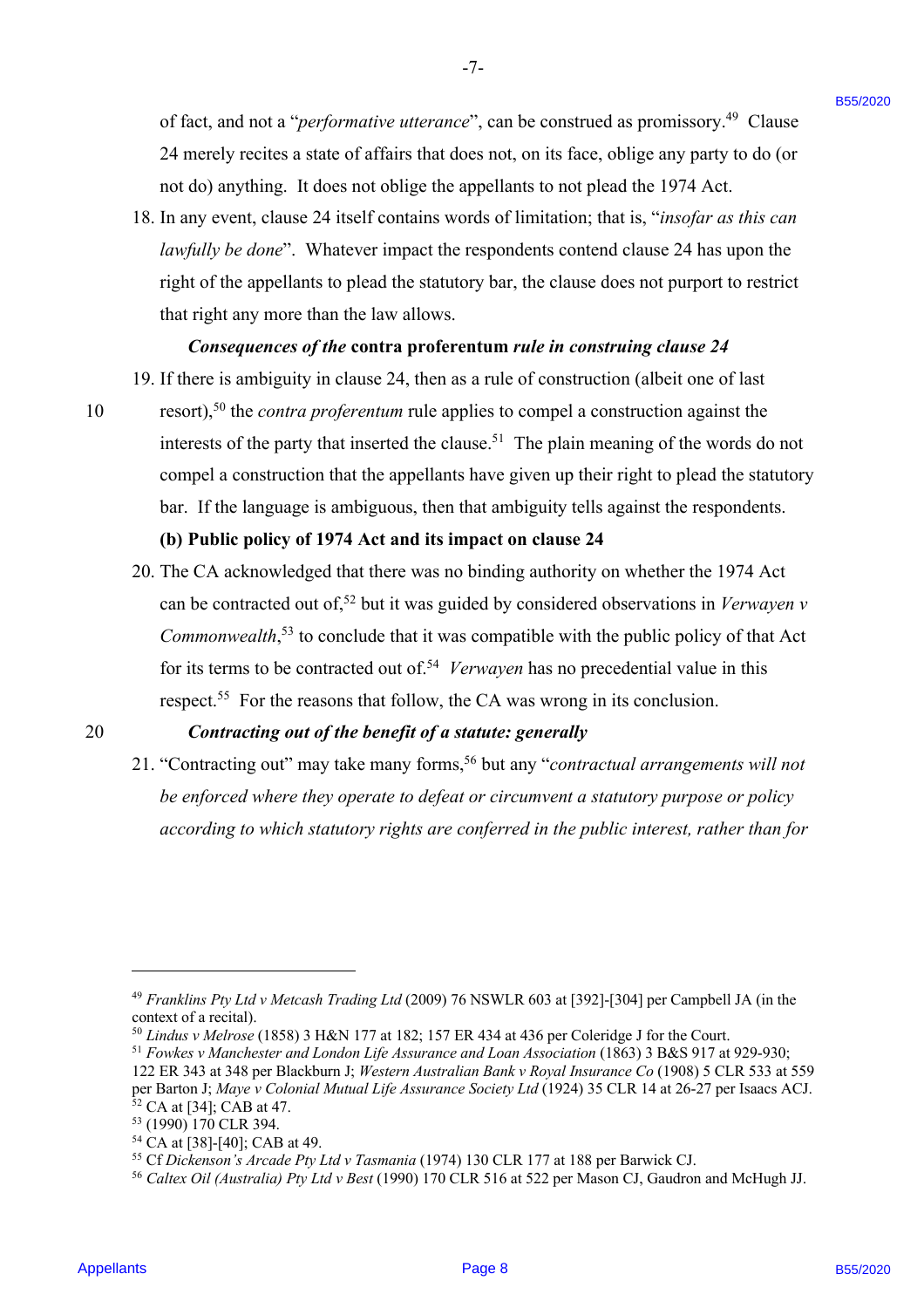of fact, and not a "*performative utterance*", can be construed as promissory.[49] Clause 24 merely recites a state of affairs that does not, on its face, oblige any party to do (or not do) anything. It does not oblige the appellants to not plead the 1974 Act.

18. In any event, clause 24 itself contains words of limitation; that is, "*insofar as this can lawfully be done*". Whatever impact the respondents contend clause 24 has upon the right of the appellants to plead the statutory bar, the clause does not purport to restrict that right any more than the law allows.

***Consequences of the* contra proferentum *rule in construing clause 24***

19. If there is ambiguity in clause 24, then as a rule of construction (albeit one of last resort),[50] the *contra proferentum* rule applies to compel a construction against the interests of the party that inserted the clause.[51] The plain meaning of the words do not compel a construction that the appellants have given up their right to plead the statutory bar. If the language is ambiguous, then that ambiguity tells against the respondents.

**(b) Public policy of 1974 Act and its impact on clause 24**

20. The CA acknowledged that there was no binding authority on whether the 1974 Act can be contracted out of,[52] but it was guided by considered observations in *Verwayen v Commonwealth*,[53] to conclude that it was compatible with the public policy of that Act for its terms to be contracted out of.[54] *Verwayen* has no precedential value in this respect.[55] For the reasons that follow, the CA was wrong in its conclusion.

***Contracting out of the benefit of a statute: generally***

21. "Contracting out" may take many forms,[56] but any "*contractual arrangements will not be enforced where they operate to defeat or circumvent a statutory purpose or policy according to which statutory rights are conferred in the public interest, rather than for*

---

[49] *Franklins Pty Ltd v Metcash Trading Ltd* (2009) 76 NSWLR 603 at [392]-[304] per Campbell JA (in the context of a recital).

[50] *Lindus v Melrose* (1858) 3 H&N 177 at 182; 157 ER 434 at 436 per Coleridge J for the Court.

[51] *Fowkes v Manchester and London Life Assurance and Loan Association* (1863) 3 B&S 917 at 929-930; 122 ER 343 at 348 per Blackburn J; *Western Australian Bank v Royal Insurance Co* (1908) 5 CLR 533 at 559 per Barton J; *Maye v Colonial Mutual Life Assurance Society Ltd* (1924) 35 CLR 14 at 26-27 per Isaacs ACJ.

[52] CA at [34]; CAB at 47.

[53] (1990) 170 CLR 394.

[54] CA at [38]-[40]; CAB at 49.

[55] Cf *Dickenson's Arcade Pty Ltd v Tasmania* (1974) 130 CLR 177 at 188 per Barwick CJ.

[56] *Caltex Oil (Australia) Pty Ltd v Best* (1990) 170 CLR 516 at 522 per Mason CJ, Gaudron and McHugh JJ.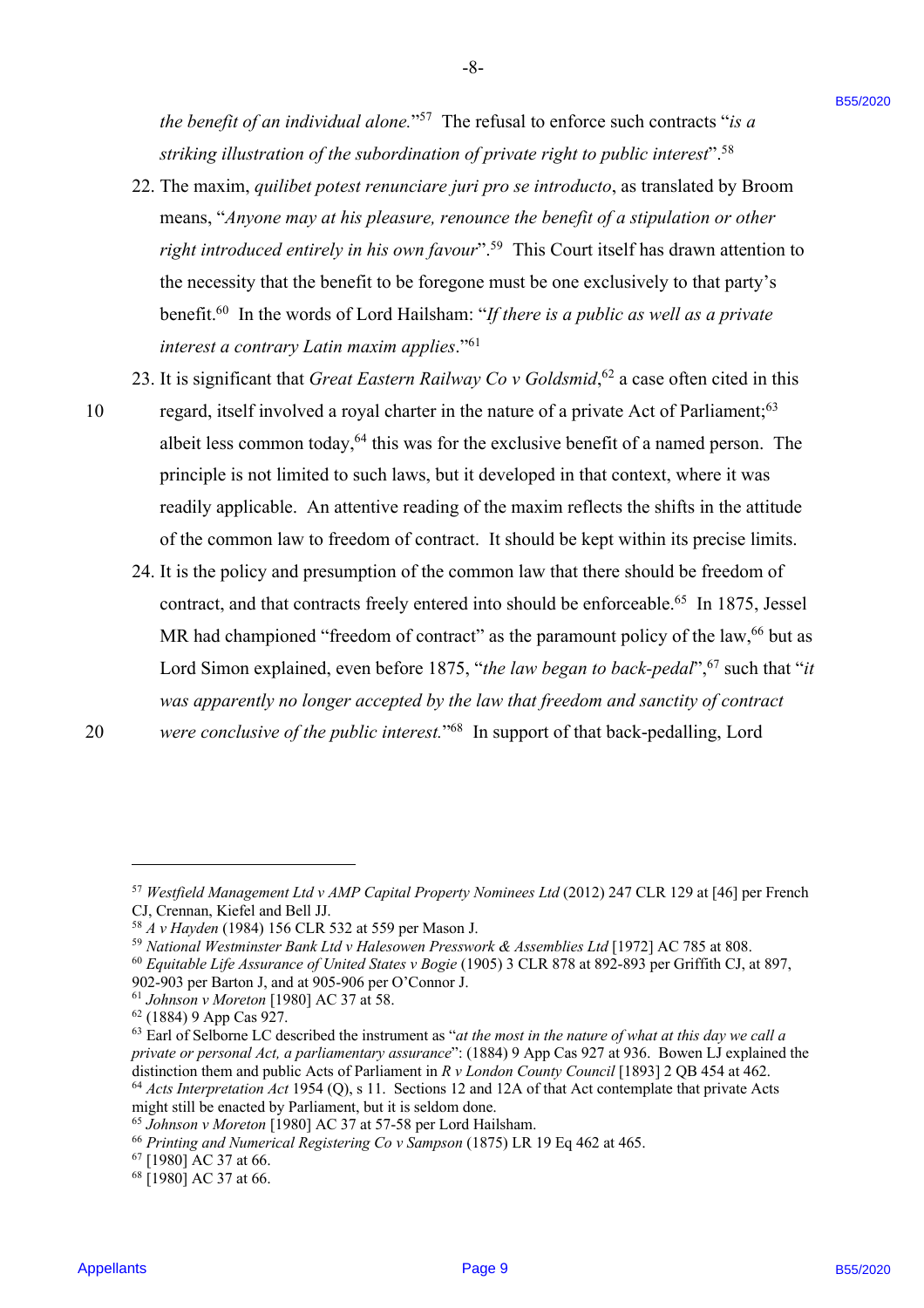*the benefit of an individual alone.*"[57] The refusal to enforce such contracts "*is a striking illustration of the subordination of private right to public interest*".[58]

22. The maxim, *quilibet potest renunciare juri pro se introducto*, as translated by Broom means, "*Anyone may at his pleasure, renounce the benefit of a stipulation or other right introduced entirely in his own favour*".[59] This Court itself has drawn attention to the necessity that the benefit to be foregone must be one exclusively to that party's benefit.[60] In the words of Lord Hailsham: "*If there is a public as well as a private interest a contrary Latin maxim applies*."[61]

23. It is significant that *Great Eastern Railway Co v Goldsmid*,[62] a case often cited in this regard, itself involved a royal charter in the nature of a private Act of Parliament;[63] albeit less common today,[64] this was for the exclusive benefit of a named person. The principle is not limited to such laws, but it developed in that context, where it was readily applicable. An attentive reading of the maxim reflects the shifts in the attitude of the common law to freedom of contract. It should be kept within its precise limits.

24. It is the policy and presumption of the common law that there should be freedom of contract, and that contracts freely entered into should be enforceable.[65] In 1875, Jessel MR had championed "freedom of contract" as the paramount policy of the law,[66] but as Lord Simon explained, even before 1875, "*the law began to back-pedal*",[67] such that "*it was apparently no longer accepted by the law that freedom and sanctity of contract were conclusive of the public interest.*"[68] In support of that back-pedalling, Lord

---

[57] *Westfield Management Ltd v AMP Capital Property Nominees Ltd* (2012) 247 CLR 129 at [46] per French CJ, Crennan, Kiefel and Bell JJ.

[58] *A v Hayden* (1984) 156 CLR 532 at 559 per Mason J.

[59] *National Westminster Bank Ltd v Halesowen Presswork & Assemblies Ltd* [1972] AC 785 at 808.

[60] *Equitable Life Assurance of United States v Bogie* (1905) 3 CLR 878 at 892-893 per Griffith CJ, at 897, 902-903 per Barton J, and at 905-906 per O'Connor J.

[61] *Johnson v Moreton* [1980] AC 37 at 58.

[62] (1884) 9 App Cas 927.

[63] Earl of Selborne LC described the instrument as "*at the most in the nature of what at this day we call a private or personal Act, a parliamentary assurance*": (1884) 9 App Cas 927 at 936. Bowen LJ explained the distinction them and public Acts of Parliament in *R v London County Council* [1893] 2 QB 454 at 462.

[64] *Acts Interpretation Act* 1954 (Q), s 11. Sections 12 and 12A of that Act contemplate that private Acts might still be enacted by Parliament, but it is seldom done.

[65] *Johnson v Moreton* [1980] AC 37 at 57-58 per Lord Hailsham.

[66] *Printing and Numerical Registering Co v Sampson* (1875) LR 19 Eq 462 at 465.

[67] [1980] AC 37 at 66.

[68] [1980] AC 37 at 66.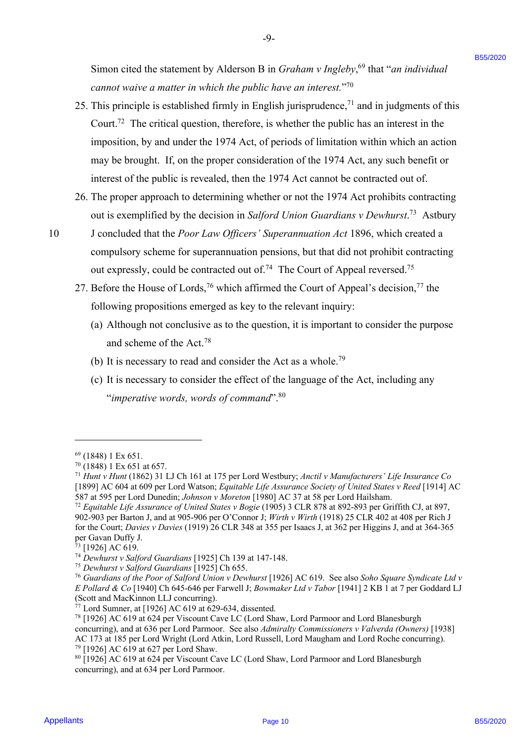Simon cited the statement by Alderson B in *Graham v Ingleby*,[69] that "*an individual cannot waive a matter in which the public have an interest.*"[70]

25. This principle is established firmly in English jurisprudence,[71] and in judgments of this Court.[72] The critical question, therefore, is whether the public has an interest in the imposition, by and under the 1974 Act, of periods of limitation within which an action may be brought. If, on the proper consideration of the 1974 Act, any such benefit or interest of the public is revealed, then the 1974 Act cannot be contracted out of.

26. The proper approach to determining whether or not the 1974 Act prohibits contracting out is exemplified by the decision in *Salford Union Guardians v Dewhurst*.[73] Astbury J concluded that the *Poor Law Officers' Superannuation Act* 1896, which created a compulsory scheme for superannuation pensions, but that did not prohibit contracting out expressly, could be contracted out of.[74] The Court of Appeal reversed.[75]

27. Before the House of Lords,[76] which affirmed the Court of Appeal's decision,[77] the following propositions emerged as key to the relevant inquiry:

    (a) Although not conclusive as to the question, it is important to consider the purpose and scheme of the Act.[78]

    (b) It is necessary to read and consider the Act as a whole.[79]

    (c) It is necessary to consider the effect of the language of the Act, including any "*imperative words, words of command*".[80]

---

[69] (1848) 1 Ex 651.

[70] (1848) 1 Ex 651 at 657.

[71] *Hunt v Hunt* (1862) 31 LJ Ch 161 at 175 per Lord Westbury; *Anctil v Manufacturers' Life Insurance Co* [1899] AC 604 at 609 per Lord Watson; *Equitable Life Assurance Society of United States v Reed* [1914] AC 587 at 595 per Lord Dunedin; *Johnson v Moreton* [1980] AC 37 at 58 per Lord Hailsham.

[72] *Equitable Life Assurance of United States v Bogie* (1905) 3 CLR 878 at 892-893 per Griffith CJ, at 897, 902-903 per Barton J, and at 905-906 per O'Connor J; *Wirth v Wirth* (1918) 25 CLR 402 at 408 per Rich J for the Court; *Davies v Davies* (1919) 26 CLR 348 at 355 per Isaacs J, at 362 per Higgins J, and at 364-365 per Gavan Duffy J.

[73] [1926] AC 619.

[74] *Dewhurst v Salford Guardians* [1925] Ch 139 at 147-148.

[75] *Dewhurst v Salford Guardians* [1925] Ch 655.

[76] *Guardians of the Poor of Salford Union v Dewhurst* [1926] AC 619. See also *Soho Square Syndicate Ltd v E Pollard & Co* [1940] Ch 645-646 per Farwell J; *Bowmaker Ltd v Tabor* [1941] 2 KB 1 at 7 per Goddard LJ (Scott and MacKinnon LJJ concurring).

[77] Lord Sumner, at [1926] AC 619 at 629-634, dissented.

[78] [1926] AC 619 at 624 per Viscount Cave LC (Lord Shaw, Lord Parmoor and Lord Blanesburgh concurring), and at 636 per Lord Parmoor. See also *Admiralty Commissioners v Valverda (Owners)* [1938] AC 173 at 185 per Lord Wright (Lord Atkin, Lord Russell, Lord Maugham and Lord Roche concurring).

[79] [1926] AC 619 at 627 per Lord Shaw.

[80] [1926] AC 619 at 624 per Viscount Cave LC (Lord Shaw, Lord Parmoor and Lord Blanesburgh concurring), and at 634 per Lord Parmoor.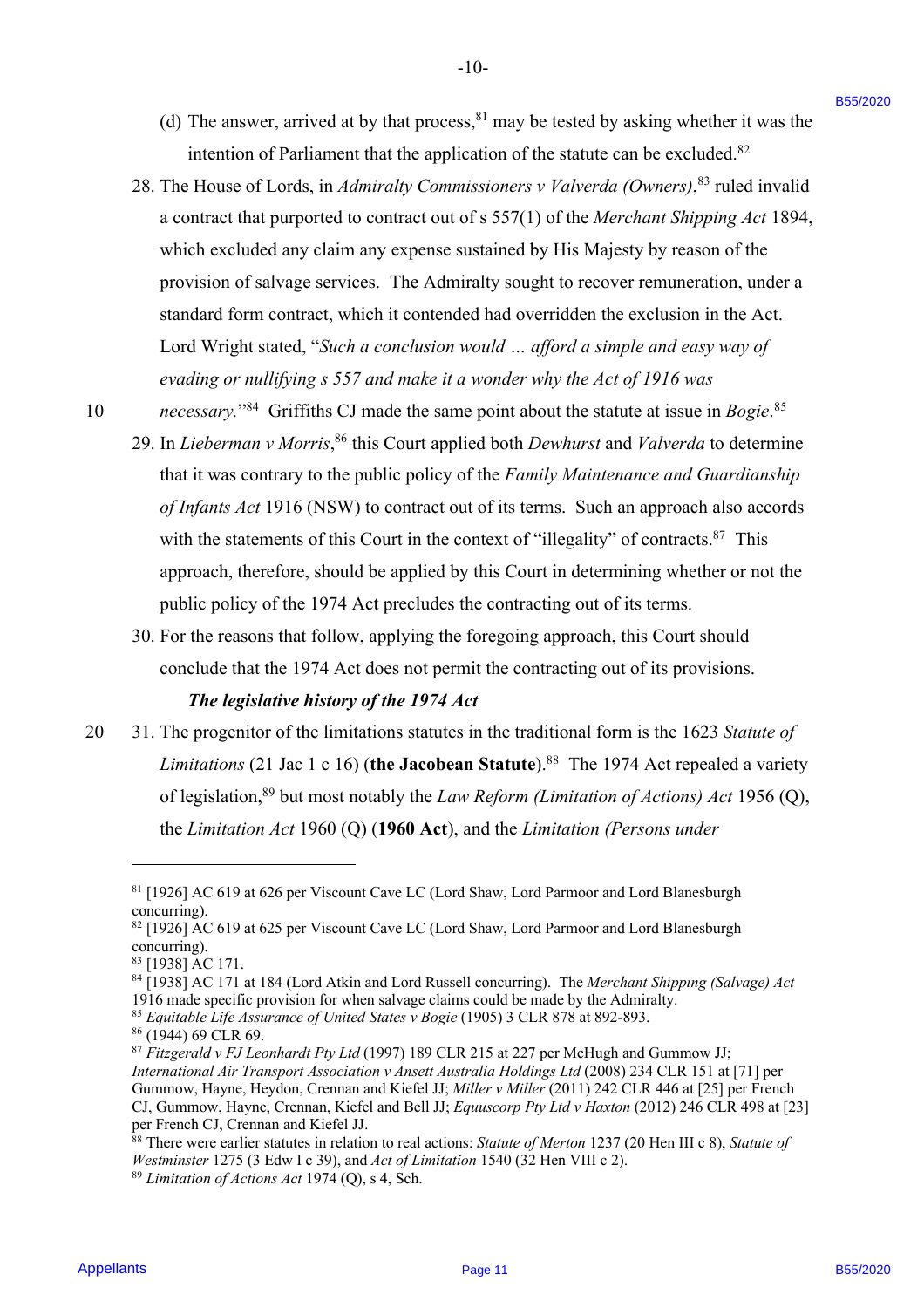(d) The answer, arrived at by that process,[81] may be tested by asking whether it was the intention of Parliament that the application of the statute can be excluded.[82]

28. The House of Lords, in *Admiralty Commissioners v Valverda (Owners)*,[83] ruled invalid a contract that purported to contract out of s 557(1) of the *Merchant Shipping Act* 1894, which excluded any claim any expense sustained by His Majesty by reason of the provision of salvage services. The Admiralty sought to recover remuneration, under a standard form contract, which it contended had overridden the exclusion in the Act. Lord Wright stated, "*Such a conclusion would … afford a simple and easy way of evading or nullifying s 557 and make it a wonder why the Act of 1916 was necessary.*"[84] Griffiths CJ made the same point about the statute at issue in *Bogie*.[85]

29. In *Lieberman v Morris*,[86] this Court applied both *Dewhurst* and *Valverda* to determine that it was contrary to the public policy of the *Family Maintenance and Guardianship of Infants Act* 1916 (NSW) to contract out of its terms. Such an approach also accords with the statements of this Court in the context of "illegality" of contracts.[87] This approach, therefore, should be applied by this Court in determining whether or not the public policy of the 1974 Act precludes the contracting out of its terms.

30. For the reasons that follow, applying the foregoing approach, this Court should conclude that the 1974 Act does not permit the contracting out of its provisions.

***The legislative history of the 1974 Act***

31. The progenitor of the limitations statutes in the traditional form is the 1623 *Statute of Limitations* (21 Jac 1 c 16) (**the Jacobean Statute**).[88] The 1974 Act repealed a variety of legislation,[89] but most notably the *Law Reform (Limitation of Actions) Act* 1956 (Q), the *Limitation Act* 1960 (Q) (**1960 Act**), and the *Limitation (Persons under*

---

[81] [1926] AC 619 at 626 per Viscount Cave LC (Lord Shaw, Lord Parmoor and Lord Blanesburgh concurring).

[82] [1926] AC 619 at 625 per Viscount Cave LC (Lord Shaw, Lord Parmoor and Lord Blanesburgh concurring).

[83] [1938] AC 171.

[84] [1938] AC 171 at 184 (Lord Atkin and Lord Russell concurring). The *Merchant Shipping (Salvage) Act* 1916 made specific provision for when salvage claims could be made by the Admiralty.

[85] *Equitable Life Assurance of United States v Bogie* (1905) 3 CLR 878 at 892-893.

[86] (1944) 69 CLR 69.

[87] *Fitzgerald v FJ Leonhardt Pty Ltd* (1997) 189 CLR 215 at 227 per McHugh and Gummow JJ; *International Air Transport Association v Ansett Australia Holdings Ltd* (2008) 234 CLR 151 at [71] per Gummow, Hayne, Heydon, Crennan and Kiefel JJ; *Miller v Miller* (2011) 242 CLR 446 at [25] per French CJ, Gummow, Hayne, Crennan, Kiefel and Bell JJ; *Equuscorp Pty Ltd v Haxton* (2012) 246 CLR 498 at [23] per French CJ, Crennan and Kiefel JJ.

[88] There were earlier statutes in relation to real actions: *Statute of Merton* 1237 (20 Hen III c 8), *Statute of Westminster* 1275 (3 Edw I c 39), and *Act of Limitation* 1540 (32 Hen VIII c 2).

[89] *Limitation of Actions Act* 1974 (Q), s 4, Sch.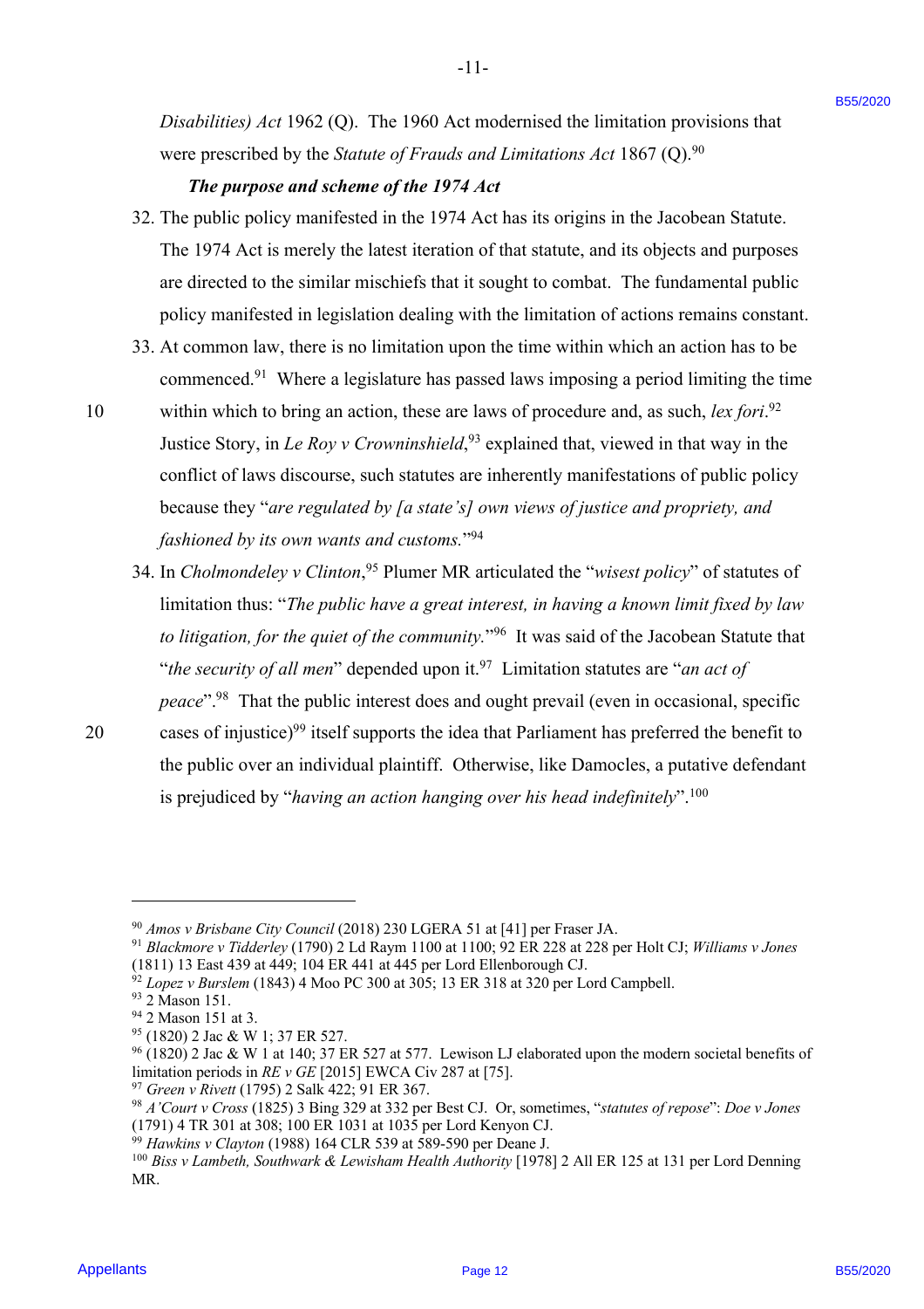*Disabilities) Act* 1962 (Q). The 1960 Act modernised the limitation provisions that were prescribed by the *Statute of Frauds and Limitations Act* 1867 (Q).[90]

***The purpose and scheme of the 1974 Act***

32. The public policy manifested in the 1974 Act has its origins in the Jacobean Statute. The 1974 Act is merely the latest iteration of that statute, and its objects and purposes are directed to the similar mischiefs that it sought to combat. The fundamental public policy manifested in legislation dealing with the limitation of actions remains constant.

33. At common law, there is no limitation upon the time within which an action has to be commenced.[91] Where a legislature has passed laws imposing a period limiting the time within which to bring an action, these are laws of procedure and, as such, *lex fori*.[92] Justice Story, in *Le Roy v Crowninshield*,[93] explained that, viewed in that way in the conflict of laws discourse, such statutes are inherently manifestations of public policy because they "*are regulated by [a state's] own views of justice and propriety, and fashioned by its own wants and customs.*"[94]

34. In *Cholmondeley v Clinton*,[95] Plumer MR articulated the "*wisest policy*" of statutes of limitation thus: "*The public have a great interest, in having a known limit fixed by law to litigation, for the quiet of the community.*"[96] It was said of the Jacobean Statute that "*the security of all men*" depended upon it.[97] Limitation statutes are "*an act of peace*".[98] That the public interest does and ought prevail (even in occasional, specific cases of injustice)[99] itself supports the idea that Parliament has preferred the benefit to the public over an individual plaintiff. Otherwise, like Damocles, a putative defendant is prejudiced by "*having an action hanging over his head indefinitely*".[100]

---

[90] *Amos v Brisbane City Council* (2018) 230 LGERA 51 at [41] per Fraser JA.
[91] *Blackmore v Tidderley* (1790) 2 Ld Raym 1100 at 1100; 92 ER 228 at 228 per Holt CJ; *Williams v Jones* (1811) 13 East 439 at 449; 104 ER 441 at 445 per Lord Ellenborough CJ.
[92] *Lopez v Burslem* (1843) 4 Moo PC 300 at 305; 13 ER 318 at 320 per Lord Campbell.
[93] 2 Mason 151.
[94] 2 Mason 151 at 3.
[95] (1820) 2 Jac & W 1; 37 ER 527.
[96] (1820) 2 Jac & W 1 at 140; 37 ER 527 at 577. Lewison LJ elaborated upon the modern societal benefits of limitation periods in *RE v GE* [2015] EWCA Civ 287 at [75].
[97] *Green v Rivett* (1795) 2 Salk 422; 91 ER 367.
[98] *A'Court v Cross* (1825) 3 Bing 329 at 332 per Best CJ. Or, sometimes, "*statutes of repose*": *Doe v Jones* (1791) 4 TR 301 at 308; 100 ER 1031 at 1035 per Lord Kenyon CJ.
[99] *Hawkins v Clayton* (1988) 164 CLR 539 at 589-590 per Deane J.
[100] *Biss v Lambeth, Southwark & Lewisham Health Authority* [1978] 2 All ER 125 at 131 per Lord Denning MR.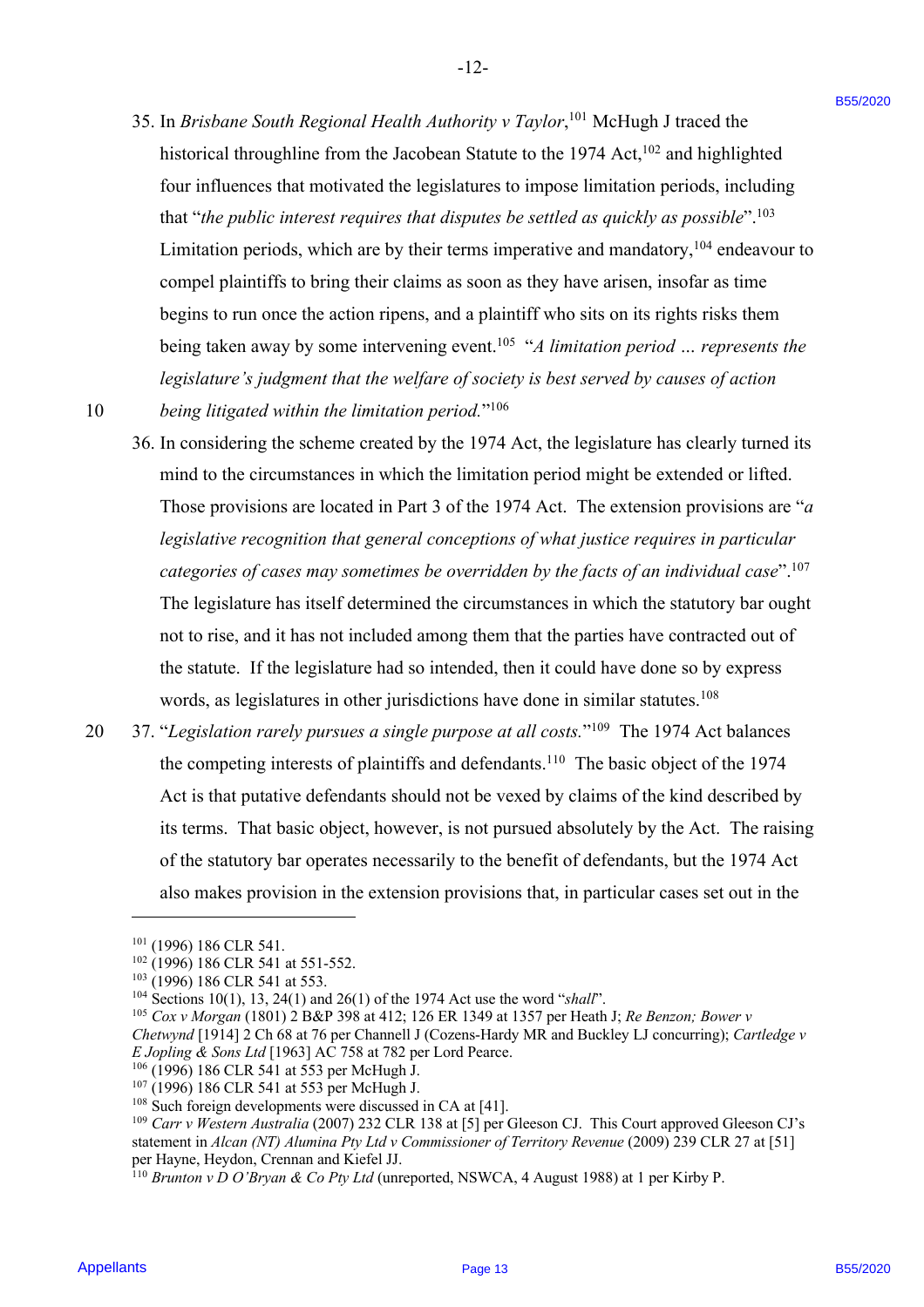35. In *Brisbane South Regional Health Authority v Taylor*,[101] McHugh J traced the historical throughline from the Jacobean Statute to the 1974 Act,[102] and highlighted four influences that motivated the legislatures to impose limitation periods, including that "*the public interest requires that disputes be settled as quickly as possible*".[103] Limitation periods, which are by their terms imperative and mandatory,[104] endeavour to compel plaintiffs to bring their claims as soon as they have arisen, insofar as time begins to run once the action ripens, and a plaintiff who sits on its rights risks them being taken away by some intervening event.[105] "*A limitation period … represents the legislature's judgment that the welfare of society is best served by causes of action being litigated within the limitation period.*"[106]

36. In considering the scheme created by the 1974 Act, the legislature has clearly turned its mind to the circumstances in which the limitation period might be extended or lifted. Those provisions are located in Part 3 of the 1974 Act. The extension provisions are "*a legislative recognition that general conceptions of what justice requires in particular categories of cases may sometimes be overridden by the facts of an individual case*".[107] The legislature has itself determined the circumstances in which the statutory bar ought not to rise, and it has not included among them that the parties have contracted out of the statute. If the legislature had so intended, then it could have done so by express words, as legislatures in other jurisdictions have done in similar statutes.[108]

37. "*Legislation rarely pursues a single purpose at all costs.*"[109] The 1974 Act balances the competing interests of plaintiffs and defendants.[110] The basic object of the 1974 Act is that putative defendants should not be vexed by claims of the kind described by its terms. That basic object, however, is not pursued absolutely by the Act. The raising of the statutory bar operates necessarily to the benefit of defendants, but the 1974 Act also makes provision in the extension provisions that, in particular cases set out in the

---

[101] (1996) 186 CLR 541.
[102] (1996) 186 CLR 541 at 551-552.
[103] (1996) 186 CLR 541 at 553.
[104] Sections 10(1), 13, 24(1) and 26(1) of the 1974 Act use the word "*shall*".
[105] *Cox v Morgan* (1801) 2 B&P 398 at 412; 126 ER 1349 at 1357 per Heath J; *Re Benzon; Bower v Chetwynd* [1914] 2 Ch 68 at 76 per Channell J (Cozens-Hardy MR and Buckley LJ concurring); *Cartledge v E Jopling & Sons Ltd* [1963] AC 758 at 782 per Lord Pearce.
[106] (1996) 186 CLR 541 at 553 per McHugh J.
[107] (1996) 186 CLR 541 at 553 per McHugh J.
[108] Such foreign developments were discussed in CA at [41].
[109] *Carr v Western Australia* (2007) 232 CLR 138 at [5] per Gleeson CJ. This Court approved Gleeson CJ's statement in *Alcan (NT) Alumina Pty Ltd v Commissioner of Territory Revenue* (2009) 239 CLR 27 at [51] per Hayne, Heydon, Crennan and Kiefel JJ.
[110] *Brunton v D O'Bryan & Co Pty Ltd* (unreported, NSWCA, 4 August 1988) at 1 per Kirby P.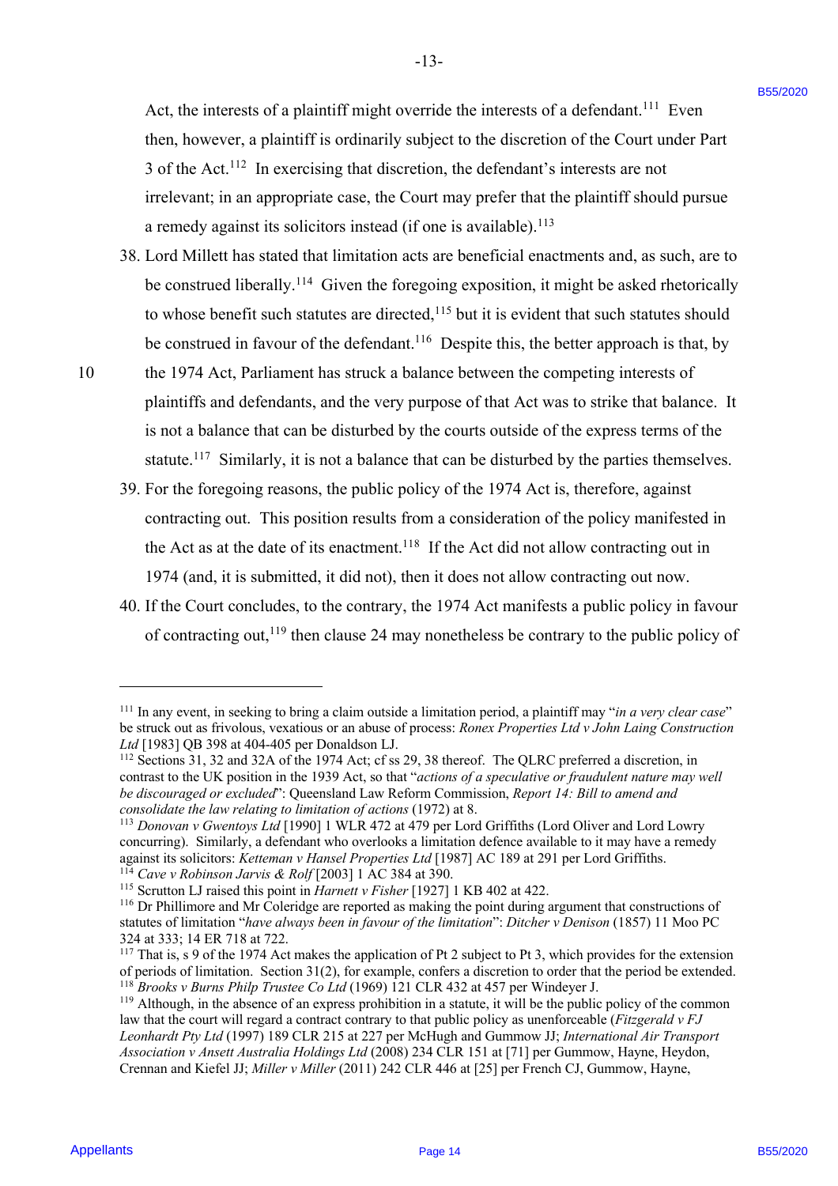Act, the interests of a plaintiff might override the interests of a defendant.[111] Even then, however, a plaintiff is ordinarily subject to the discretion of the Court under Part 3 of the Act.[112] In exercising that discretion, the defendant's interests are not irrelevant; in an appropriate case, the Court may prefer that the plaintiff should pursue a remedy against its solicitors instead (if one is available).[113]

38. Lord Millett has stated that limitation acts are beneficial enactments and, as such, are to be construed liberally.[114] Given the foregoing exposition, it might be asked rhetorically to whose benefit such statutes are directed,[115] but it is evident that such statutes should be construed in favour of the defendant.[116] Despite this, the better approach is that, by the 1974 Act, Parliament has struck a balance between the competing interests of plaintiffs and defendants, and the very purpose of that Act was to strike that balance. It is not a balance that can be disturbed by the courts outside of the express terms of the statute.[117] Similarly, it is not a balance that can be disturbed by the parties themselves.

39. For the foregoing reasons, the public policy of the 1974 Act is, therefore, against contracting out. This position results from a consideration of the policy manifested in the Act as at the date of its enactment.[118] If the Act did not allow contracting out in 1974 (and, it is submitted, it did not), then it does not allow contracting out now.

40. If the Court concludes, to the contrary, the 1974 Act manifests a public policy in favour of contracting out,[119] then clause 24 may nonetheless be contrary to the public policy of

---

[111] In any event, in seeking to bring a claim outside a limitation period, a plaintiff may "*in a very clear case*" be struck out as frivolous, vexatious or an abuse of process: *Ronex Properties Ltd v John Laing Construction Ltd* [1983] QB 398 at 404-405 per Donaldson LJ.

[112] Sections 31, 32 and 32A of the 1974 Act; cf ss 29, 38 thereof. The QLRC preferred a discretion, in contrast to the UK position in the 1939 Act, so that "*actions of a speculative or fraudulent nature may well be discouraged or excluded*": Queensland Law Reform Commission, *Report 14: Bill to amend and consolidate the law relating to limitation of actions* (1972) at 8.

[113] *Donovan v Gwentoys Ltd* [1990] 1 WLR 472 at 479 per Lord Griffiths (Lord Oliver and Lord Lowry concurring). Similarly, a defendant who overlooks a limitation defence available to it may have a remedy against its solicitors: *Ketteman v Hansel Properties Ltd* [1987] AC 189 at 291 per Lord Griffiths.

[114] *Cave v Robinson Jarvis & Rolf* [2003] 1 AC 384 at 390.

[115] Scrutton LJ raised this point in *Harnett v Fisher* [1927] 1 KB 402 at 422.

[116] Dr Phillimore and Mr Coleridge are reported as making the point during argument that constructions of statutes of limitation "*have always been in favour of the limitation*": *Ditcher v Denison* (1857) 11 Moo PC 324 at 333; 14 ER 718 at 722.

[117] That is, s 9 of the 1974 Act makes the application of Pt 2 subject to Pt 3, which provides for the extension of periods of limitation. Section 31(2), for example, confers a discretion to order that the period be extended.

[118] *Brooks v Burns Philp Trustee Co Ltd* (1969) 121 CLR 432 at 457 per Windeyer J.

[119] Although, in the absence of an express prohibition in a statute, it will be the public policy of the common law that the court will regard a contract contrary to that public policy as unenforceable (*Fitzgerald v FJ Leonhardt Pty Ltd* (1997) 189 CLR 215 at 227 per McHugh and Gummow JJ; *International Air Transport Association v Ansett Australia Holdings Ltd* (2008) 234 CLR 151 at [71] per Gummow, Hayne, Heydon, Crennan and Kiefel JJ; *Miller v Miller* (2011) 242 CLR 446 at [25] per French CJ, Gummow, Hayne,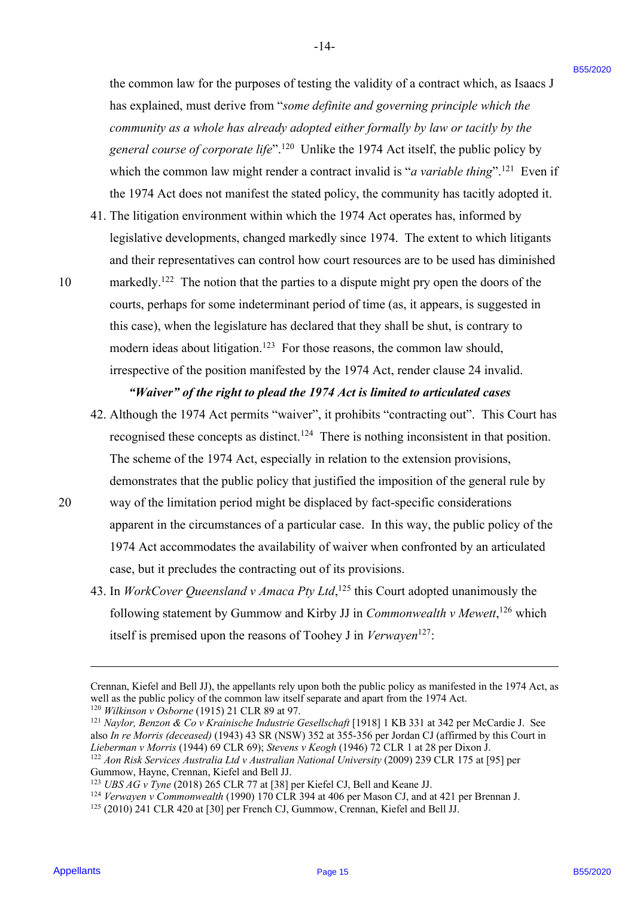the common law for the purposes of testing the validity of a contract which, as Isaacs J has explained, must derive from "*some definite and governing principle which the community as a whole has already adopted either formally by law or tacitly by the general course of corporate life*".[120] Unlike the 1974 Act itself, the public policy by which the common law might render a contract invalid is "*a variable thing*".[121] Even if the 1974 Act does not manifest the stated policy, the community has tacitly adopted it.

41. The litigation environment within which the 1974 Act operates has, informed by legislative developments, changed markedly since 1974. The extent to which litigants and their representatives can control how court resources are to be used has diminished markedly.[122] The notion that the parties to a dispute might pry open the doors of the courts, perhaps for some indeterminant period of time (as, it appears, is suggested in this case), when the legislature has declared that they shall be shut, is contrary to modern ideas about litigation.[123] For those reasons, the common law should, irrespective of the position manifested by the 1974 Act, render clause 24 invalid.

### *"Waiver" of the right to plead the 1974 Act is limited to articulated cases*

42. Although the 1974 Act permits "waiver", it prohibits "contracting out". This Court has recognised these concepts as distinct.[124] There is nothing inconsistent in that position. The scheme of the 1974 Act, especially in relation to the extension provisions, demonstrates that the public policy that justified the imposition of the general rule by way of the limitation period might be displaced by fact-specific considerations apparent in the circumstances of a particular case. In this way, the public policy of the 1974 Act accommodates the availability of waiver when confronted by an articulated case, but it precludes the contracting out of its provisions.

43. In *WorkCover Queensland v Amaca Pty Ltd*,[125] this Court adopted unanimously the following statement by Gummow and Kirby JJ in *Commonwealth v Mewett*,[126] which itself is premised upon the reasons of Toohey J in *Verwayen*[127]:

---

Crennan, Kiefel and Bell JJ), the appellants rely upon both the public policy as manifested in the 1974 Act, as well as the public policy of the common law itself separate and apart from the 1974 Act.

[120] *Wilkinson v Osborne* (1915) 21 CLR 89 at 97.

[121] *Naylor, Benzon & Co v Krainische Industrie Gesellschaft* [1918] 1 KB 331 at 342 per McCardie J. See also *In re Morris (deceased)* (1943) 43 SR (NSW) 352 at 355-356 per Jordan CJ (affirmed by this Court in *Lieberman v Morris* (1944) 69 CLR 69); *Stevens v Keogh* (1946) 72 CLR 1 at 28 per Dixon J.

[122] *Aon Risk Services Australia Ltd v Australian National University* (2009) 239 CLR 175 at [95] per Gummow, Hayne, Crennan, Kiefel and Bell JJ.

[123] *UBS AG v Tyne* (2018) 265 CLR 77 at [38] per Kiefel CJ, Bell and Keane JJ.

[124] *Verwayen v Commonwealth* (1990) 170 CLR 394 at 406 per Mason CJ, and at 421 per Brennan J.

[125] (2010) 241 CLR 420 at [30] per French CJ, Gummow, Crennan, Kiefel and Bell JJ.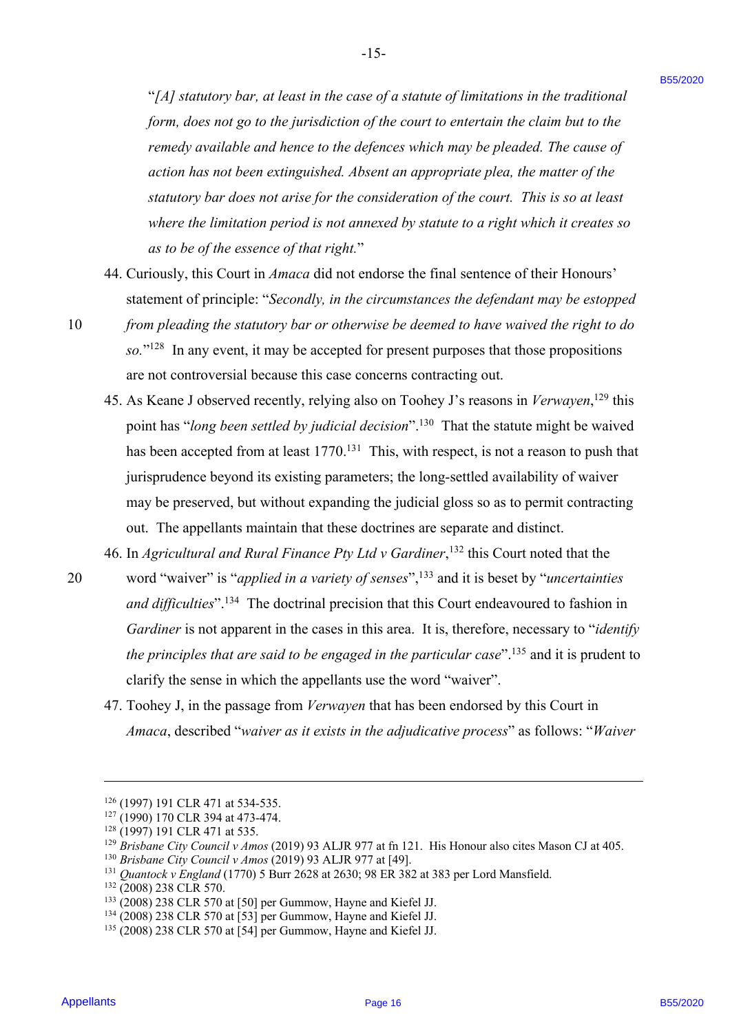"*[A] statutory bar, at least in the case of a statute of limitations in the traditional form, does not go to the jurisdiction of the court to entertain the claim but to the remedy available and hence to the defences which may be pleaded. The cause of action has not been extinguished. Absent an appropriate plea, the matter of the statutory bar does not arise for the consideration of the court. This is so at least where the limitation period is not annexed by statute to a right which it creates so as to be of the essence of that right.*"

44. Curiously, this Court in *Amaca* did not endorse the final sentence of their Honours' statement of principle: "*Secondly, in the circumstances the defendant may be estopped from pleading the statutory bar or otherwise be deemed to have waived the right to do so.*"[128] In any event, it may be accepted for present purposes that those propositions are not controversial because this case concerns contracting out.

45. As Keane J observed recently, relying also on Toohey J's reasons in *Verwayen*,[129] this point has "*long been settled by judicial decision*".[130] That the statute might be waived has been accepted from at least 1770.[131] This, with respect, is not a reason to push that jurisprudence beyond its existing parameters; the long-settled availability of waiver may be preserved, but without expanding the judicial gloss so as to permit contracting out. The appellants maintain that these doctrines are separate and distinct.

46. In *Agricultural and Rural Finance Pty Ltd v Gardiner*,[132] this Court noted that the word "waiver" is "*applied in a variety of senses*",[133] and it is beset by "*uncertainties and difficulties*".[134] The doctrinal precision that this Court endeavoured to fashion in *Gardiner* is not apparent in the cases in this area. It is, therefore, necessary to "*identify the principles that are said to be engaged in the particular case*".[135] and it is prudent to clarify the sense in which the appellants use the word "waiver".

47. Toohey J, in the passage from *Verwayen* that has been endorsed by this Court in *Amaca*, described "*waiver as it exists in the adjudicative process*" as follows: "*Waiver*

---

[126] (1997) 191 CLR 471 at 534-535.
[127] (1990) 170 CLR 394 at 473-474.
[128] (1997) 191 CLR 471 at 535.
[129] *Brisbane City Council v Amos* (2019) 93 ALJR 977 at fn 121. His Honour also cites Mason CJ at 405.
[130] *Brisbane City Council v Amos* (2019) 93 ALJR 977 at [49].
[131] *Quantock v England* (1770) 5 Burr 2628 at 2630; 98 ER 382 at 383 per Lord Mansfield.
[132] (2008) 238 CLR 570.
[133] (2008) 238 CLR 570 at [50] per Gummow, Hayne and Kiefel JJ.
[134] (2008) 238 CLR 570 at [53] per Gummow, Hayne and Kiefel JJ.
[135] (2008) 238 CLR 570 at [54] per Gummow, Hayne and Kiefel JJ.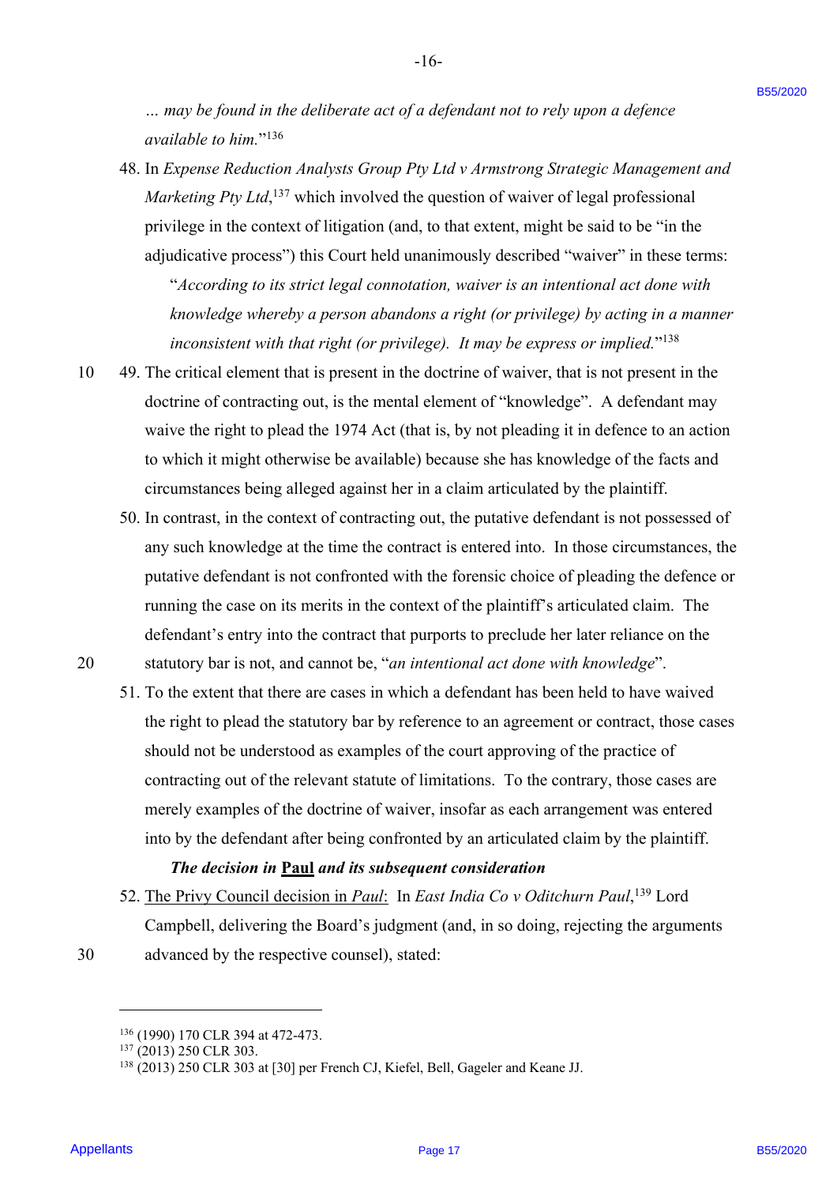*… may be found in the deliberate act of a defendant not to rely upon a defence available to him.*"[136]

48. In *Expense Reduction Analysts Group Pty Ltd v Armstrong Strategic Management and Marketing Pty Ltd*,[137] which involved the question of waiver of legal professional privilege in the context of litigation (and, to that extent, might be said to be "in the adjudicative process") this Court held unanimously described "waiver" in these terms:

   "*According to its strict legal connotation, waiver is an intentional act done with knowledge whereby a person abandons a right (or privilege) by acting in a manner inconsistent with that right (or privilege). It may be express or implied.*"[138]

49. The critical element that is present in the doctrine of waiver, that is not present in the doctrine of contracting out, is the mental element of "knowledge". A defendant may waive the right to plead the 1974 Act (that is, by not pleading it in defence to an action to which it might otherwise be available) because she has knowledge of the facts and circumstances being alleged against her in a claim articulated by the plaintiff.

50. In contrast, in the context of contracting out, the putative defendant is not possessed of any such knowledge at the time the contract is entered into. In those circumstances, the putative defendant is not confronted with the forensic choice of pleading the defence or running the case on its merits in the context of the plaintiff's articulated claim. The defendant's entry into the contract that purports to preclude her later reliance on the statutory bar is not, and cannot be, "*an intentional act done with knowledge*".

51. To the extent that there are cases in which a defendant has been held to have waived the right to plead the statutory bar by reference to an agreement or contract, those cases should not be understood as examples of the court approving of the practice of contracting out of the relevant statute of limitations. To the contrary, those cases are merely examples of the doctrine of waiver, insofar as each arrangement was entered into by the defendant after being confronted by an articulated claim by the plaintiff.

***The decision in <u>Paul</u> and its subsequent consideration***

52. <u>The Privy Council decision in *Paul*</u>: In *East India Co v Oditchurn Paul*,[139] Lord Campbell, delivering the Board's judgment (and, in so doing, rejecting the arguments advanced by the respective counsel), stated:

---

[136] (1990) 170 CLR 394 at 472-473.
[137] (2013) 250 CLR 303.
[138] (2013) 250 CLR 303 at [30] per French CJ, Kiefel, Bell, Gageler and Keane JJ.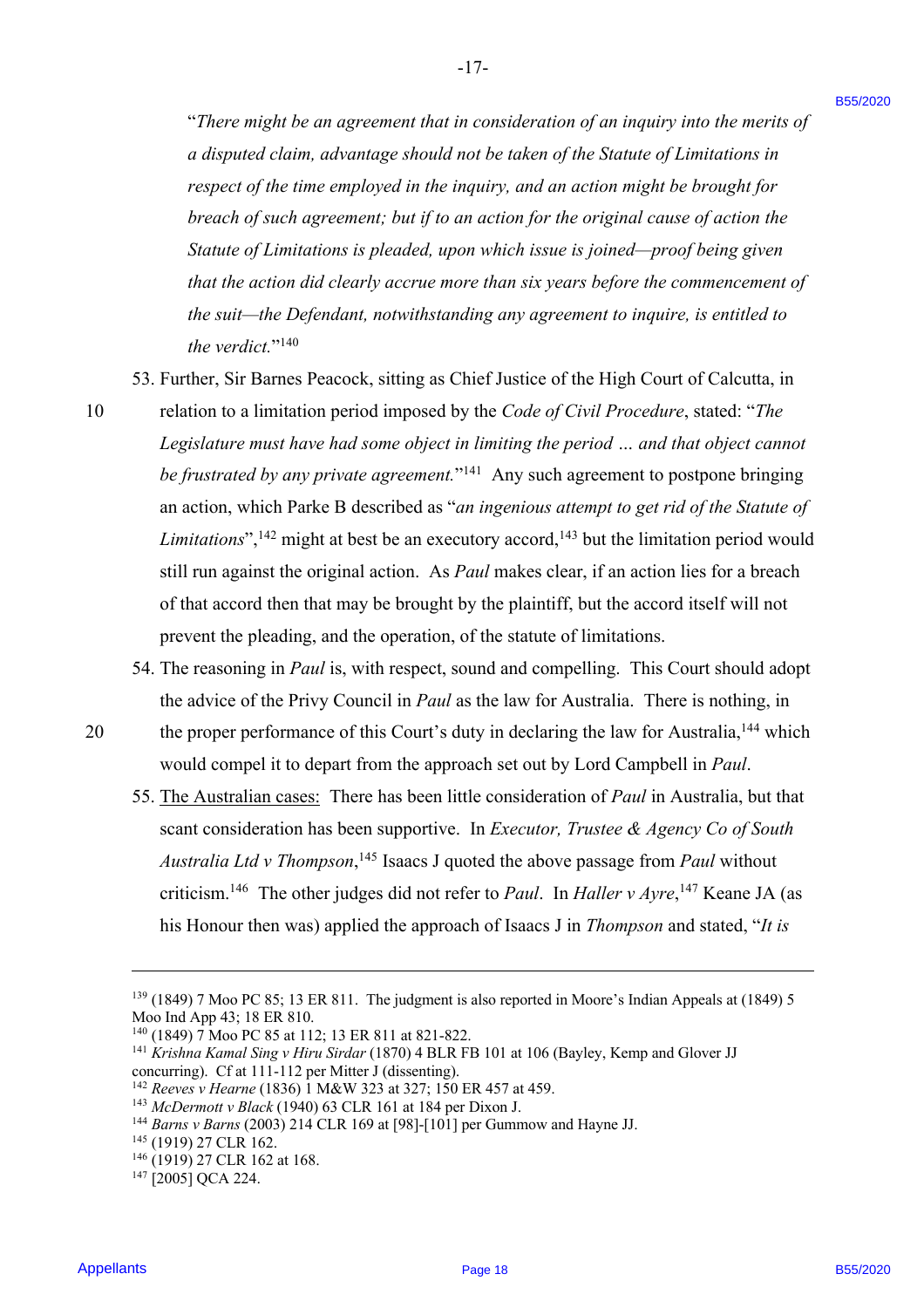"*There might be an agreement that in consideration of an inquiry into the merits of a disputed claim, advantage should not be taken of the Statute of Limitations in respect of the time employed in the inquiry, and an action might be brought for breach of such agreement; but if to an action for the original cause of action the Statute of Limitations is pleaded, upon which issue is joined—proof being given that the action did clearly accrue more than six years before the commencement of the suit—the Defendant, notwithstanding any agreement to inquire, is entitled to the verdict.*"[140]

53. Further, Sir Barnes Peacock, sitting as Chief Justice of the High Court of Calcutta, in relation to a limitation period imposed by the *Code of Civil Procedure*, stated: "*The Legislature must have had some object in limiting the period … and that object cannot be frustrated by any private agreement.*"[141] Any such agreement to postpone bringing an action, which Parke B described as "*an ingenious attempt to get rid of the Statute of Limitations*",[142] might at best be an executory accord,[143] but the limitation period would still run against the original action. As *Paul* makes clear, if an action lies for a breach of that accord then that may be brought by the plaintiff, but the accord itself will not prevent the pleading, and the operation, of the statute of limitations.

54. The reasoning in *Paul* is, with respect, sound and compelling. This Court should adopt the advice of the Privy Council in *Paul* as the law for Australia. There is nothing, in the proper performance of this Court's duty in declaring the law for Australia,[144] which would compel it to depart from the approach set out by Lord Campbell in *Paul*.

55. The Australian cases: There has been little consideration of *Paul* in Australia, but that scant consideration has been supportive. In *Executor, Trustee & Agency Co of South Australia Ltd v Thompson*,[145] Isaacs J quoted the above passage from *Paul* without criticism.[146] The other judges did not refer to *Paul*. In *Haller v Ayre*,[147] Keane JA (as his Honour then was) applied the approach of Isaacs J in *Thompson* and stated, "*It is*

---

[139] (1849) 7 Moo PC 85; 13 ER 811. The judgment is also reported in Moore's Indian Appeals at (1849) 5 Moo Ind App 43; 18 ER 810.
[140] (1849) 7 Moo PC 85 at 112; 13 ER 811 at 821-822.
[141] *Krishna Kamal Sing v Hiru Sirdar* (1870) 4 BLR FB 101 at 106 (Bayley, Kemp and Glover JJ concurring). Cf at 111-112 per Mitter J (dissenting).
[142] *Reeves v Hearne* (1836) 1 M&W 323 at 327; 150 ER 457 at 459.
[143] *McDermott v Black* (1940) 63 CLR 161 at 184 per Dixon J.
[144] *Barns v Barns* (2003) 214 CLR 169 at [98]-[101] per Gummow and Hayne JJ.
[145] (1919) 27 CLR 162.
[146] (1919) 27 CLR 162 at 168.
[147] [2005] QCA 224.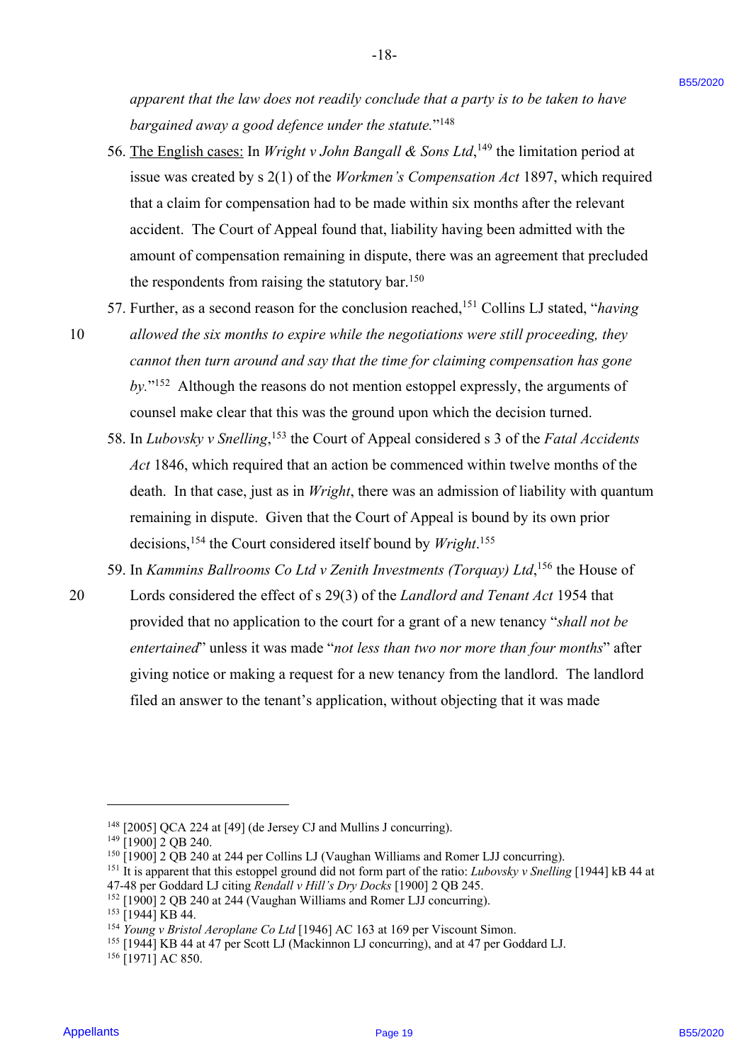*apparent that the law does not readily conclude that a party is to be taken to have bargained away a good defence under the statute.*"[148]

56. The English cases: In *Wright v John Bangall & Sons Ltd*,[149] the limitation period at issue was created by s 2(1) of the *Workmen's Compensation Act* 1897, which required that a claim for compensation had to be made within six months after the relevant accident. The Court of Appeal found that, liability having been admitted with the amount of compensation remaining in dispute, there was an agreement that precluded the respondents from raising the statutory bar.[150]

57. Further, as a second reason for the conclusion reached,[151] Collins LJ stated, "*having allowed the six months to expire while the negotiations were still proceeding, they cannot then turn around and say that the time for claiming compensation has gone by.*"[152] Although the reasons do not mention estoppel expressly, the arguments of counsel make clear that this was the ground upon which the decision turned.

58. In *Lubovsky v Snelling*,[153] the Court of Appeal considered s 3 of the *Fatal Accidents Act* 1846, which required that an action be commenced within twelve months of the death. In that case, just as in *Wright*, there was an admission of liability with quantum remaining in dispute. Given that the Court of Appeal is bound by its own prior decisions,[154] the Court considered itself bound by *Wright*.[155]

59. In *Kammins Ballrooms Co Ltd v Zenith Investments (Torquay) Ltd*,[156] the House of Lords considered the effect of s 29(3) of the *Landlord and Tenant Act* 1954 that provided that no application to the court for a grant of a new tenancy "*shall not be entertained*" unless it was made "*not less than two nor more than four months*" after giving notice or making a request for a new tenancy from the landlord. The landlord filed an answer to the tenant's application, without objecting that it was made

---

[148] [2005] QCA 224 at [49] (de Jersey CJ and Mullins J concurring).
[149] [1900] 2 QB 240.
[150] [1900] 2 QB 240 at 244 per Collins LJ (Vaughan Williams and Romer LJJ concurring).
[151] It is apparent that this estoppel ground did not form part of the ratio: *Lubovsky v Snelling* [1944] kB 44 at 47-48 per Goddard LJ citing *Rendall v Hill's Dry Docks* [1900] 2 QB 245.
[152] [1900] 2 QB 240 at 244 (Vaughan Williams and Romer LJJ concurring).
[153] [1944] KB 44.
[154] *Young v Bristol Aeroplane Co Ltd* [1946] AC 163 at 169 per Viscount Simon.
[155] [1944] KB 44 at 47 per Scott LJ (Mackinnon LJ concurring), and at 47 per Goddard LJ.
[156] [1971] AC 850.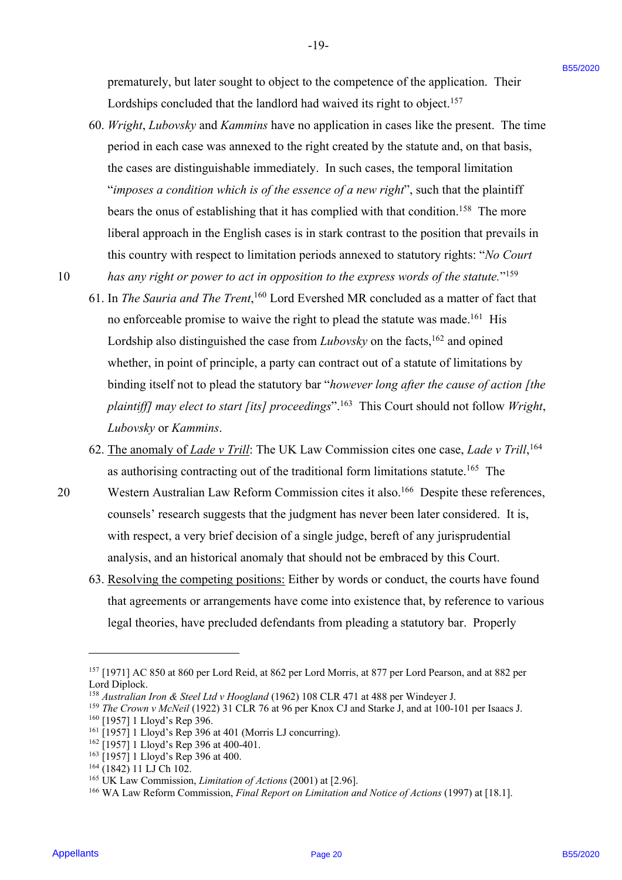prematurely, but later sought to object to the competence of the application. Their Lordships concluded that the landlord had waived its right to object.[157]

60. *Wright*, *Lubovsky* and *Kammins* have no application in cases like the present. The time period in each case was annexed to the right created by the statute and, on that basis, the cases are distinguishable immediately. In such cases, the temporal limitation "*imposes a condition which is of the essence of a new right*", such that the plaintiff bears the onus of establishing that it has complied with that condition.[158] The more liberal approach in the English cases is in stark contrast to the position that prevails in this country with respect to limitation periods annexed to statutory rights: "*No Court has any right or power to act in opposition to the express words of the statute.*"[159]

61. In *The Sauria and The Trent*,[160] Lord Evershed MR concluded as a matter of fact that no enforceable promise to waive the right to plead the statute was made.[161] His Lordship also distinguished the case from *Lubovsky* on the facts,[162] and opined whether, in point of principle, a party can contract out of a statute of limitations by binding itself not to plead the statutory bar "*however long after the cause of action [the plaintiff] may elect to start [its] proceedings*".[163] This Court should not follow *Wright*, *Lubovsky* or *Kammins*.

62. <u>The anomaly of *Lade v Trill*</u>: The UK Law Commission cites one case, *Lade v Trill*,[164] as authorising contracting out of the traditional form limitations statute.[165] The Western Australian Law Reform Commission cites it also.[166] Despite these references, counsels' research suggests that the judgment has never been later considered. It is, with respect, a very brief decision of a single judge, bereft of any jurisprudential analysis, and an historical anomaly that should not be embraced by this Court.

63. <u>Resolving the competing positions:</u> Either by words or conduct, the courts have found that agreements or arrangements have come into existence that, by reference to various legal theories, have precluded defendants from pleading a statutory bar. Properly

---

[157] [1971] AC 850 at 860 per Lord Reid, at 862 per Lord Morris, at 877 per Lord Pearson, and at 882 per Lord Diplock.
[158] *Australian Iron & Steel Ltd v Hoogland* (1962) 108 CLR 471 at 488 per Windeyer J.
[159] *The Crown v McNeil* (1922) 31 CLR 76 at 96 per Knox CJ and Starke J, and at 100-101 per Isaacs J.
[160] [1957] 1 Lloyd's Rep 396.
[161] [1957] 1 Lloyd's Rep 396 at 401 (Morris LJ concurring).
[162] [1957] 1 Lloyd's Rep 396 at 400-401.
[163] [1957] 1 Lloyd's Rep 396 at 400.
[164] (1842) 11 LJ Ch 102.
[165] UK Law Commission, *Limitation of Actions* (2001) at [2.96].
[166] WA Law Reform Commission, *Final Report on Limitation and Notice of Actions* (1997) at [18.1].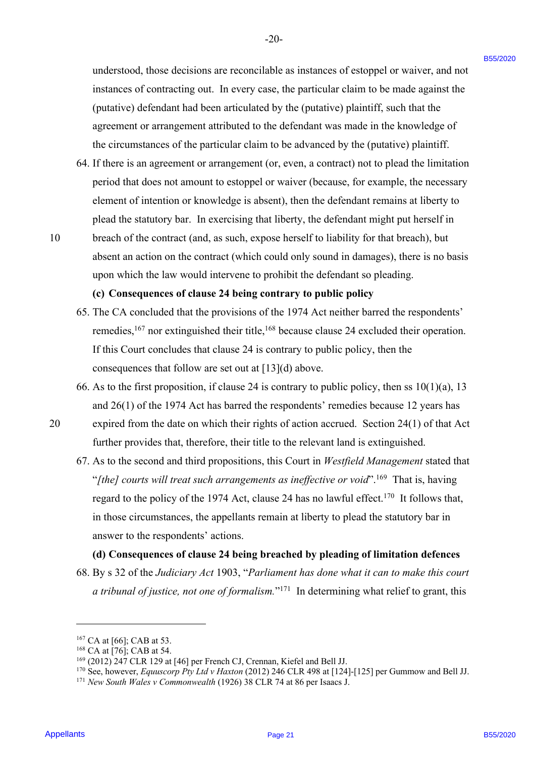understood, those decisions are reconcilable as instances of estoppel or waiver, and not instances of contracting out. In every case, the particular claim to be made against the (putative) defendant had been articulated by the (putative) plaintiff, such that the agreement or arrangement attributed to the defendant was made in the knowledge of the circumstances of the particular claim to be advanced by the (putative) plaintiff.

64. If there is an agreement or arrangement (or, even, a contract) not to plead the limitation period that does not amount to estoppel or waiver (because, for example, the necessary element of intention or knowledge is absent), then the defendant remains at liberty to plead the statutory bar. In exercising that liberty, the defendant might put herself in breach of the contract (and, as such, expose herself to liability for that breach), but absent an action on the contract (which could only sound in damages), there is no basis upon which the law would intervene to prohibit the defendant so pleading.

**(c) Consequences of clause 24 being contrary to public policy**

65. The CA concluded that the provisions of the 1974 Act neither barred the respondents' remedies,[167] nor extinguished their title,[168] because clause 24 excluded their operation. If this Court concludes that clause 24 is contrary to public policy, then the consequences that follow are set out at [13](d) above.

66. As to the first proposition, if clause 24 is contrary to public policy, then ss 10(1)(a), 13 and 26(1) of the 1974 Act has barred the respondents' remedies because 12 years has expired from the date on which their rights of action accrued. Section 24(1) of that Act further provides that, therefore, their title to the relevant land is extinguished.

67. As to the second and third propositions, this Court in *Westfield Management* stated that "*[the] courts will treat such arrangements as ineffective or void*".[169] That is, having regard to the policy of the 1974 Act, clause 24 has no lawful effect.[170] It follows that, in those circumstances, the appellants remain at liberty to plead the statutory bar in answer to the respondents' actions.

**(d) Consequences of clause 24 being breached by pleading of limitation defences**

68. By s 32 of the *Judiciary Act* 1903, "*Parliament has done what it can to make this court a tribunal of justice, not one of formalism.*"[171] In determining what relief to grant, this

---

[167] CA at [66]; CAB at 53.
[168] CA at [76]; CAB at 54.
[169] (2012) 247 CLR 129 at [46] per French CJ, Crennan, Kiefel and Bell JJ.
[170] See, however, *Equuscorp Pty Ltd v Haxton* (2012) 246 CLR 498 at [124]-[125] per Gummow and Bell JJ.
[171] *New South Wales v Commonwealth* (1926) 38 CLR 74 at 86 per Isaacs J.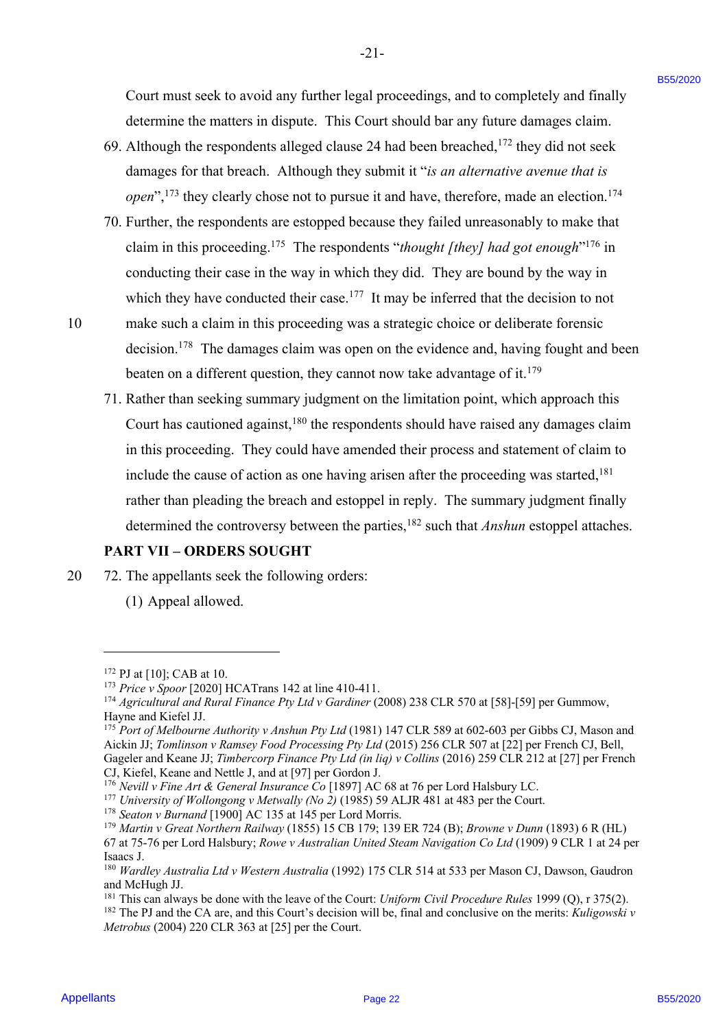Court must seek to avoid any further legal proceedings, and to completely and finally determine the matters in dispute. This Court should bar any future damages claim.

69. Although the respondents alleged clause 24 had been breached,[172] they did not seek damages for that breach. Although they submit it "*is an alternative avenue that is open*",[173] they clearly chose not to pursue it and have, therefore, made an election.[174]

70. Further, the respondents are estopped because they failed unreasonably to make that claim in this proceeding.[175] The respondents "*thought [they] had got enough*"[176] in conducting their case in the way in which they did. They are bound by the way in which they have conducted their case.[177] It may be inferred that the decision to not make such a claim in this proceeding was a strategic choice or deliberate forensic decision.[178] The damages claim was open on the evidence and, having fought and been beaten on a different question, they cannot now take advantage of it.[179]

71. Rather than seeking summary judgment on the limitation point, which approach this Court has cautioned against,[180] the respondents should have raised any damages claim in this proceeding. They could have amended their process and statement of claim to include the cause of action as one having arisen after the proceeding was started,[181] rather than pleading the breach and estoppel in reply. The summary judgment finally determined the controversy between the parties,[182] such that *Anshun* estoppel attaches.

## PART VII – ORDERS SOUGHT

72. The appellants seek the following orders:

    (1) Appeal allowed.

---

[172] PJ at [10]; CAB at 10.

[173] *Price v Spoor* [2020] HCATrans 142 at line 410-411.

[174] *Agricultural and Rural Finance Pty Ltd v Gardiner* (2008) 238 CLR 570 at [58]-[59] per Gummow, Hayne and Kiefel JJ.

[175] *Port of Melbourne Authority v Anshun Pty Ltd* (1981) 147 CLR 589 at 602-603 per Gibbs CJ, Mason and Aickin JJ; *Tomlinson v Ramsey Food Processing Pty Ltd* (2015) 256 CLR 507 at [22] per French CJ, Bell, Gageler and Keane JJ; *Timbercorp Finance Pty Ltd (in liq) v Collins* (2016) 259 CLR 212 at [27] per French CJ, Kiefel, Keane and Nettle J, and at [97] per Gordon J.

[176] *Nevill v Fine Art & General Insurance Co* [1897] AC 68 at 76 per Lord Halsbury LC.

[177] *University of Wollongong v Metwally (No 2)* (1985) 59 ALJR 481 at 483 per the Court.

[178] *Seaton v Burnand* [1900] AC 135 at 145 per Lord Morris.

[179] *Martin v Great Northern Railway* (1855) 15 CB 179; 139 ER 724 (B); *Browne v Dunn* (1893) 6 R (HL) 67 at 75-76 per Lord Halsbury; *Rowe v Australian United Steam Navigation Co Ltd* (1909) 9 CLR 1 at 24 per Isaacs J.

[180] *Wardley Australia Ltd v Western Australia* (1992) 175 CLR 514 at 533 per Mason CJ, Dawson, Gaudron and McHugh JJ.

[181] This can always be done with the leave of the Court: *Uniform Civil Procedure Rules* 1999 (Q), r 375(2).

[182] The PJ and the CA are, and this Court's decision will be, final and conclusive on the merits: *Kuligowski v Metrobus* (2004) 220 CLR 363 at [25] per the Court.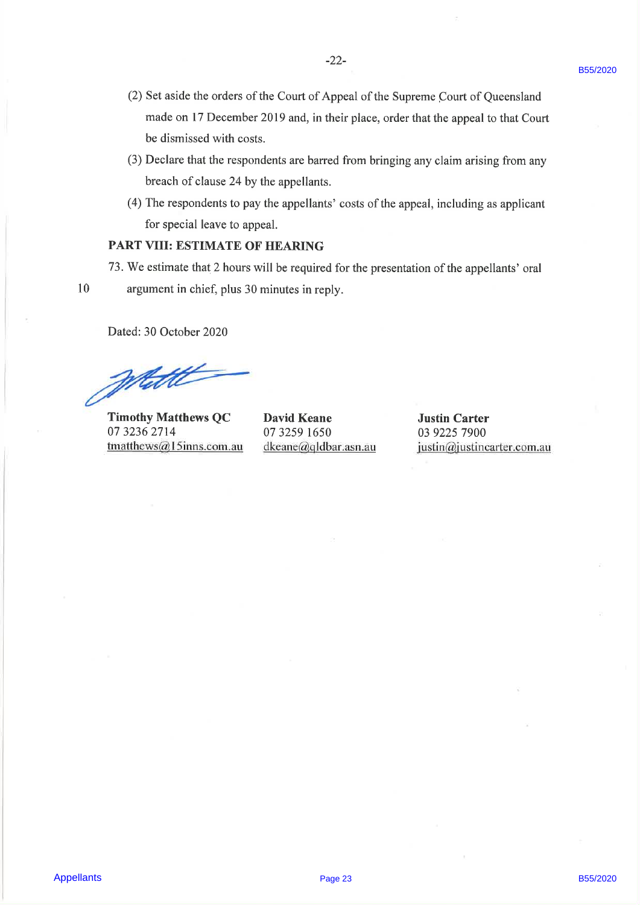(2) Set aside the orders of the Court of Appeal of the Supreme Court of Queensland made on 17 December 2019 and, in their place, order that the appeal to that Court be dismissed with costs.

(3) Declare that the respondents are barred from bringing any claim arising from any breach of clause 24 by the appellants.

(4) The respondents to pay the appellants' costs of the appeal, including as applicant for special leave to appeal.

## PART VIII: ESTIMATE OF HEARING

73. We estimate that 2 hours will be required for the presentation of the appellants' oral argument in chief, plus 30 minutes in reply.

Dated: 30 October 2020

| **Timothy Matthews QC** | **David Keane** | **Justin Carter** |
|---|---|---|
| 07 3236 2714 | 07 3259 1650 | 03 9225 7900 |
| tmatthews@15inns.com.au | dkeane@qldbar.asn.au | justin@justincarter.com.au |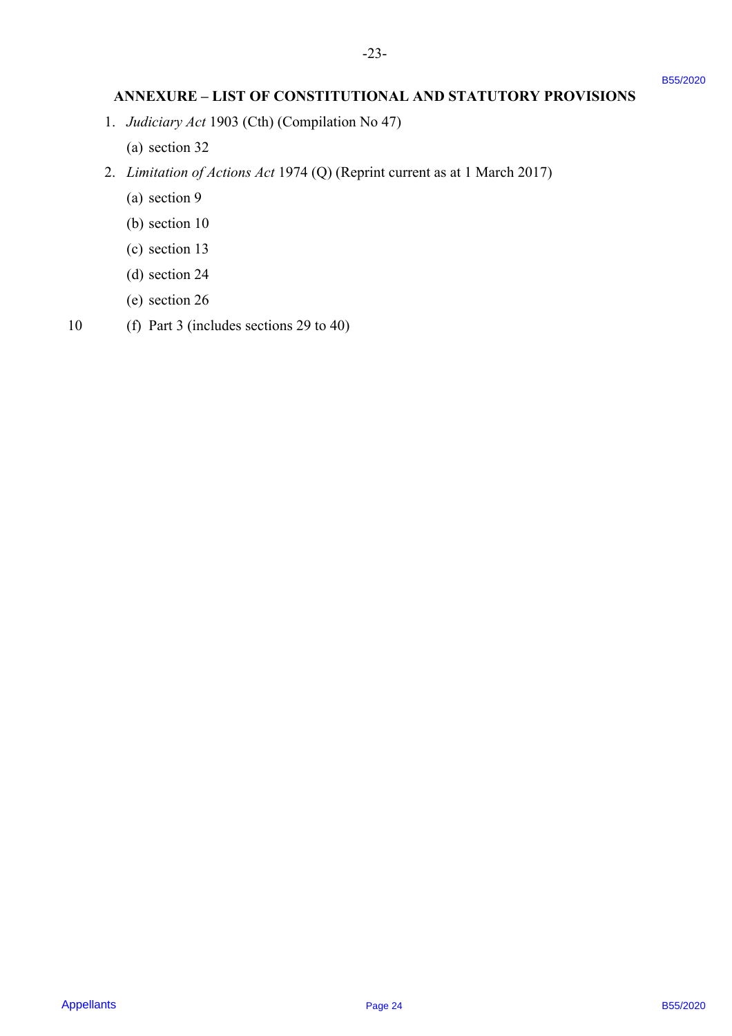## ANNEXURE – LIST OF CONSTITUTIONAL AND STATUTORY PROVISIONS

1. *Judiciary Act* 1903 (Cth) (Compilation No 47)
   (a) section 32
2. *Limitation of Actions Act* 1974 (Q) (Reprint current as at 1 March 2017)
   (a) section 9
   (b) section 10
   (c) section 13
   (d) section 24
   (e) section 26
   (f) Part 3 (includes sections 29 to 40)